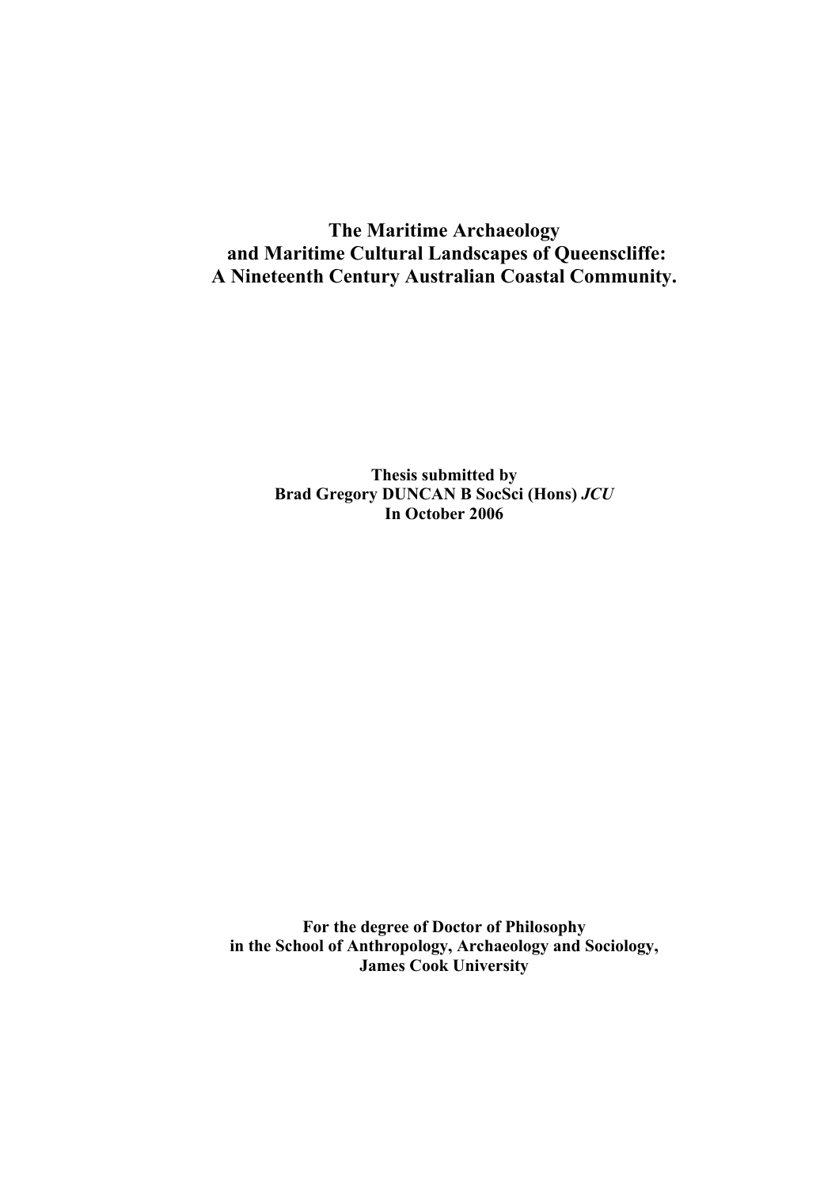# The Maritime Archaeology and Maritime Cultural Landscapes of Queenscliffe: A Nineteenth Century Australian Coastal Community.

**Thesis submitted by**
**Brad Gregory DUNCAN B SocSci (Hons) *JCU***
**In October 2006**

**For the degree of Doctor of Philosophy**
**in the School of Anthropology, Archaeology and Sociology,**
**James Cook University**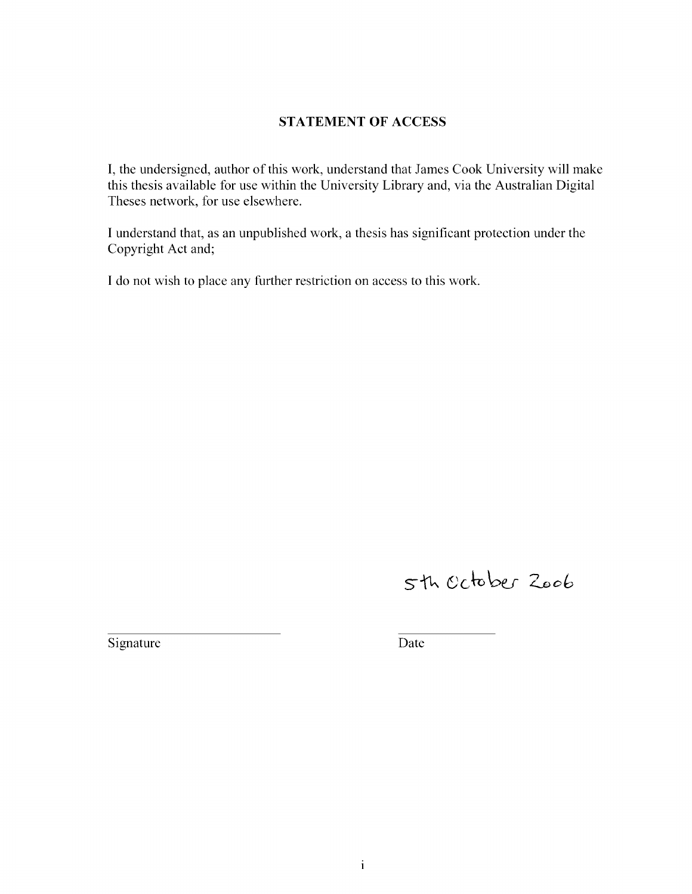## STATEMENT OF ACCESS

I, the undersigned, author of this work, understand that James Cook University will make this thesis available for use within the University Library and, via the Australian Digital Theses network, for use elsewhere.

I understand that, as an unpublished work, a thesis has significant protection under the Copyright Act and;

I do not wish to place any further restriction on access to this work.

5th October 2006

\_\_\_\_\_\_\_\_\_\_\_\_\_\_\_\_\_\_\_\_\_\_\_\_\_ \_\_\_\_\_\_\_\_\_\_\_\_\_\_\_

Signature Date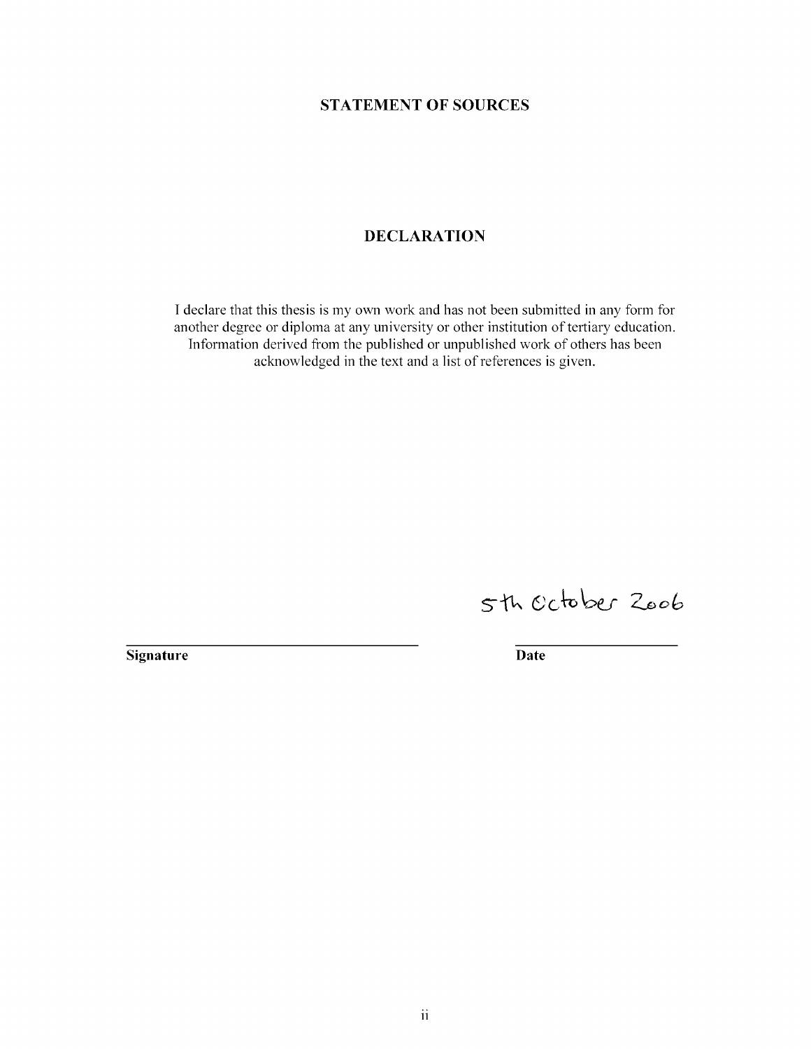## STATEMENT OF SOURCES

## DECLARATION

I declare that this thesis is my own work and has not been submitted in any form for another degree or diploma at any university or other institution of tertiary education. Information derived from the published or unpublished work of others has been acknowledged in the text and a list of references is given.

| | |
|---|---|
| | 5th October 2006 |
| **Signature** | **Date** |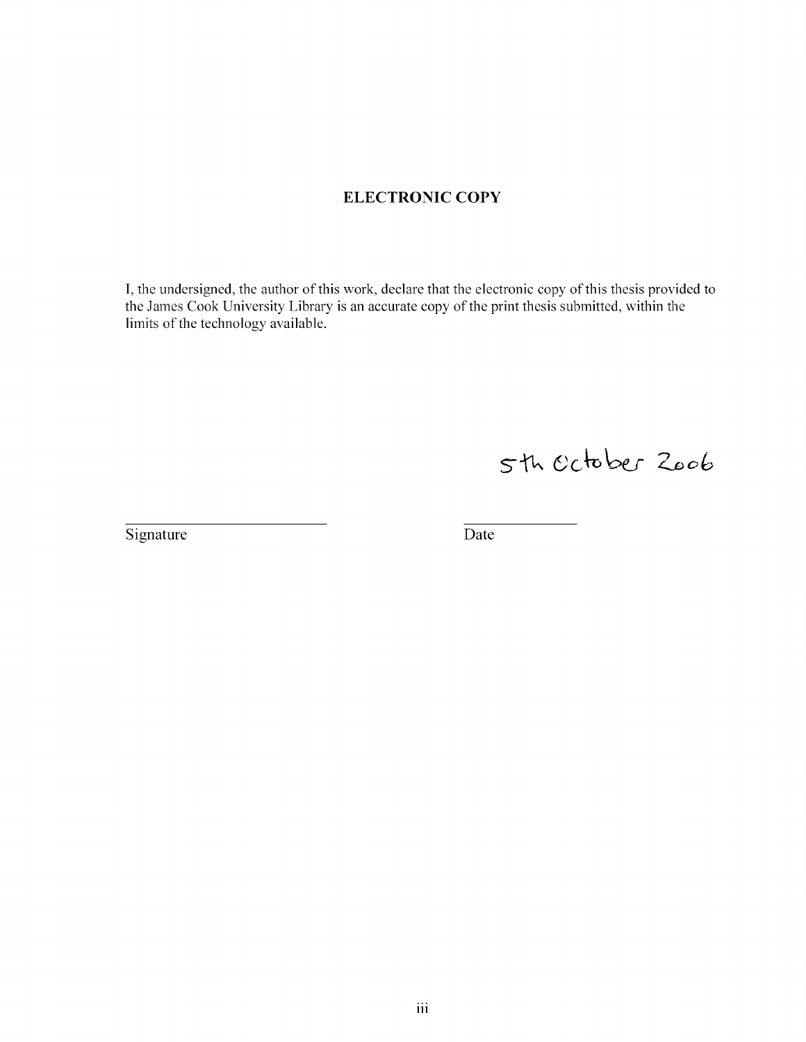## ELECTRONIC COPY

I, the undersigned, the author of this work, declare that the electronic copy of this thesis provided to the James Cook University Library is an accurate copy of the print thesis submitted, within the limits of the technology available.

5th October 2006

_______________________ _______________

Signature Date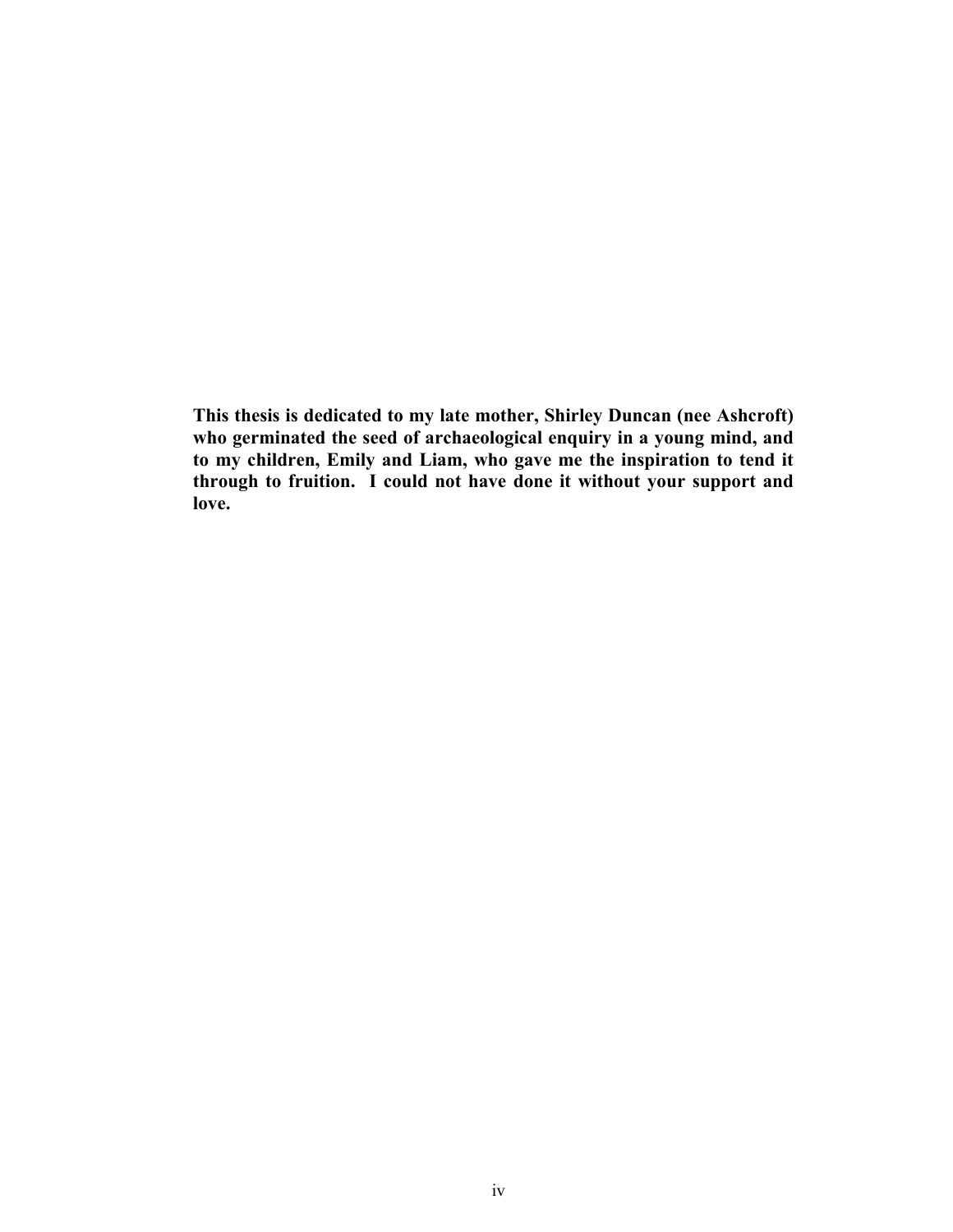**This thesis is dedicated to my late mother, Shirley Duncan (nee Ashcroft) who germinated the seed of archaeological enquiry in a young mind, and to my children, Emily and Liam, who gave me the inspiration to tend it through to fruition. I could not have done it without your support and love.**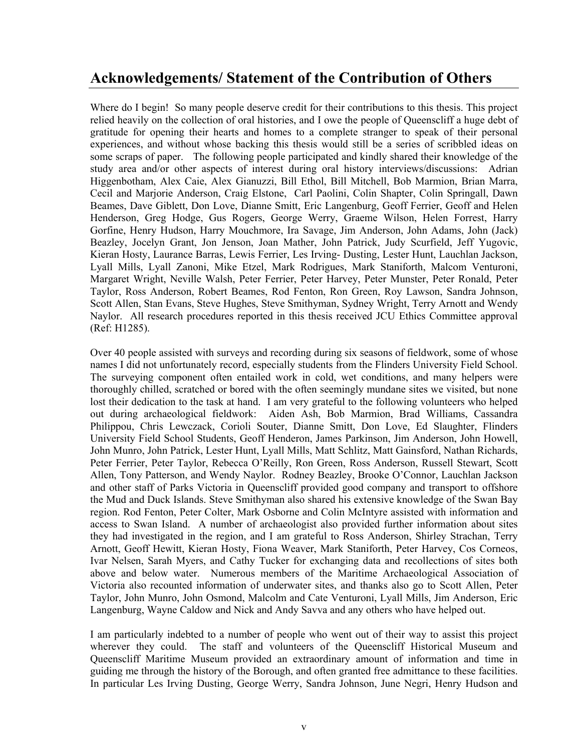## Acknowledgements/ Statement of the Contribution of Others

Where do I begin! So many people deserve credit for their contributions to this thesis. This project relied heavily on the collection of oral histories, and I owe the people of Queenscliff a huge debt of gratitude for opening their hearts and homes to a complete stranger to speak of their personal experiences, and without whose backing this thesis would still be a series of scribbled ideas on some scraps of paper. The following people participated and kindly shared their knowledge of the study area and/or other aspects of interest during oral history interviews/discussions: Adrian Higgenbotham, Alex Caie, Alex Gianuzzi, Bill Ethol, Bill Mitchell, Bob Marmion, Brian Marra, Cecil and Marjorie Anderson, Craig Elstone, Carl Paolini, Colin Shapter, Colin Springall, Dawn Beames, Dave Giblett, Don Love, Dianne Smitt, Eric Langenburg, Geoff Ferrier, Geoff and Helen Henderson, Greg Hodge, Gus Rogers, George Werry, Graeme Wilson, Helen Forrest, Harry Gorfine, Henry Hudson, Harry Mouchmore, Ira Savage, Jim Anderson, John Adams, John (Jack) Beazley, Jocelyn Grant, Jon Jenson, Joan Mather, John Patrick, Judy Scurfield, Jeff Yugovic, Kieran Hosty, Laurance Barras, Lewis Ferrier, Les Irving- Dusting, Lester Hunt, Lauchlan Jackson, Lyall Mills, Lyall Zanoni, Mike Etzel, Mark Rodrigues, Mark Staniforth, Malcom Venturoni, Margaret Wright, Neville Walsh, Peter Ferrier, Peter Harvey, Peter Munster, Peter Ronald, Peter Taylor, Ross Anderson, Robert Beames, Rod Fenton, Ron Green, Roy Lawson, Sandra Johnson, Scott Allen, Stan Evans, Steve Hughes, Steve Smithyman, Sydney Wright, Terry Arnott and Wendy Naylor. All research procedures reported in this thesis received JCU Ethics Committee approval (Ref: H1285).

Over 40 people assisted with surveys and recording during six seasons of fieldwork, some of whose names I did not unfortunately record, especially students from the Flinders University Field School. The surveying component often entailed work in cold, wet conditions, and many helpers were thoroughly chilled, scratched or bored with the often seemingly mundane sites we visited, but none lost their dedication to the task at hand. I am very grateful to the following volunteers who helped out during archaeological fieldwork: Aiden Ash, Bob Marmion, Brad Williams, Cassandra Philippou, Chris Lewczack, Corioli Souter, Dianne Smitt, Don Love, Ed Slaughter, Flinders University Field School Students, Geoff Henderon, James Parkinson, Jim Anderson, John Howell, John Munro, John Patrick, Lester Hunt, Lyall Mills, Matt Schlitz, Matt Gainsford, Nathan Richards, Peter Ferrier, Peter Taylor, Rebecca O'Reilly, Ron Green, Ross Anderson, Russell Stewart, Scott Allen, Tony Patterson, and Wendy Naylor. Rodney Beazley, Brooke O'Connor, Lauchlan Jackson and other staff of Parks Victoria in Queenscliff provided good company and transport to offshore the Mud and Duck Islands. Steve Smithyman also shared his extensive knowledge of the Swan Bay region. Rod Fenton, Peter Colter, Mark Osborne and Colin McIntyre assisted with information and access to Swan Island. A number of archaeologist also provided further information about sites they had investigated in the region, and I am grateful to Ross Anderson, Shirley Strachan, Terry Arnott, Geoff Hewitt, Kieran Hosty, Fiona Weaver, Mark Staniforth, Peter Harvey, Cos Corneos, Ivar Nelsen, Sarah Myers, and Cathy Tucker for exchanging data and recollections of sites both above and below water. Numerous members of the Maritime Archaeological Association of Victoria also recounted information of underwater sites, and thanks also go to Scott Allen, Peter Taylor, John Munro, John Osmond, Malcolm and Cate Venturoni, Lyall Mills, Jim Anderson, Eric Langenburg, Wayne Caldow and Nick and Andy Savva and any others who have helped out.

I am particularly indebted to a number of people who went out of their way to assist this project wherever they could. The staff and volunteers of the Queenscliff Historical Museum and Queenscliff Maritime Museum provided an extraordinary amount of information and time in guiding me through the history of the Borough, and often granted free admittance to these facilities. In particular Les Irving Dusting, George Werry, Sandra Johnson, June Negri, Henry Hudson and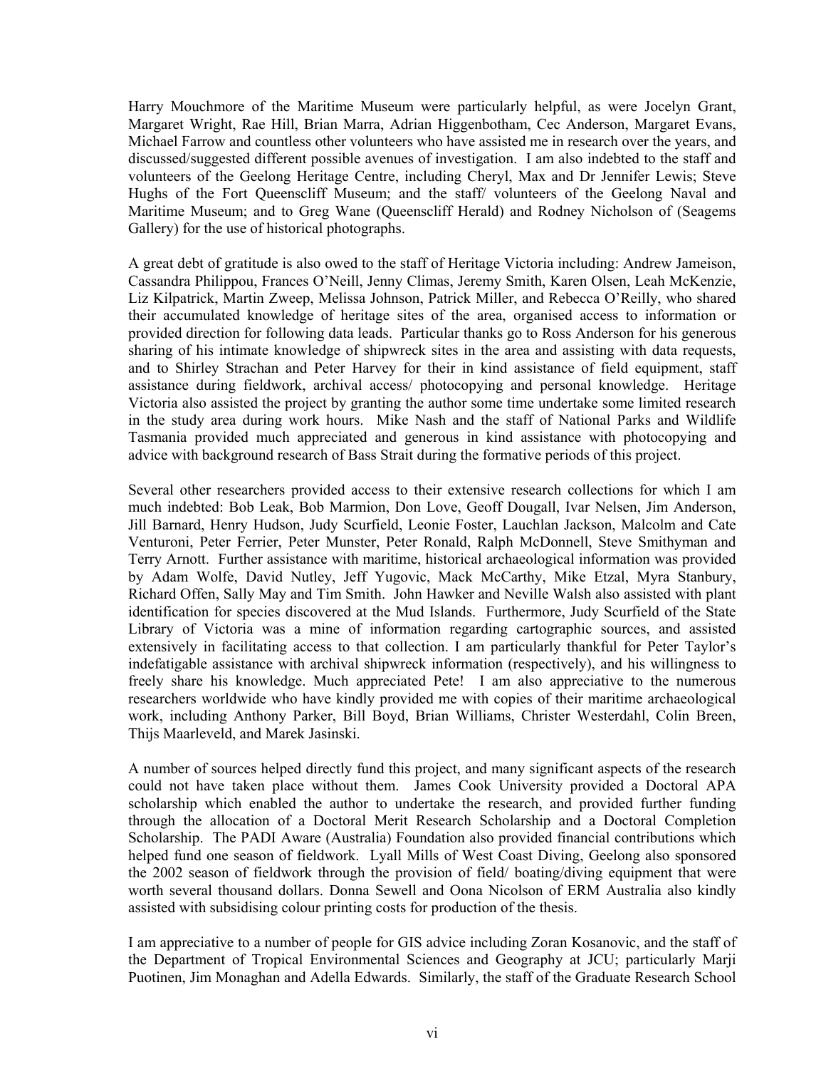Harry Mouchmore of the Maritime Museum were particularly helpful, as were Jocelyn Grant, Margaret Wright, Rae Hill, Brian Marra, Adrian Higgenbotham, Cec Anderson, Margaret Evans, Michael Farrow and countless other volunteers who have assisted me in research over the years, and discussed/suggested different possible avenues of investigation. I am also indebted to the staff and volunteers of the Geelong Heritage Centre, including Cheryl, Max and Dr Jennifer Lewis; Steve Hughs of the Fort Queenscliff Museum; and the staff/ volunteers of the Geelong Naval and Maritime Museum; and to Greg Wane (Queenscliff Herald) and Rodney Nicholson of (Seagems Gallery) for the use of historical photographs.

A great debt of gratitude is also owed to the staff of Heritage Victoria including: Andrew Jameison, Cassandra Philippou, Frances O'Neill, Jenny Climas, Jeremy Smith, Karen Olsen, Leah McKenzie, Liz Kilpatrick, Martin Zweep, Melissa Johnson, Patrick Miller, and Rebecca O'Reilly, who shared their accumulated knowledge of heritage sites of the area, organised access to information or provided direction for following data leads. Particular thanks go to Ross Anderson for his generous sharing of his intimate knowledge of shipwreck sites in the area and assisting with data requests, and to Shirley Strachan and Peter Harvey for their in kind assistance of field equipment, staff assistance during fieldwork, archival access/ photocopying and personal knowledge. Heritage Victoria also assisted the project by granting the author some time undertake some limited research in the study area during work hours. Mike Nash and the staff of National Parks and Wildlife Tasmania provided much appreciated and generous in kind assistance with photocopying and advice with background research of Bass Strait during the formative periods of this project.

Several other researchers provided access to their extensive research collections for which I am much indebted: Bob Leak, Bob Marmion, Don Love, Geoff Dougall, Ivar Nelsen, Jim Anderson, Jill Barnard, Henry Hudson, Judy Scurfield, Leonie Foster, Lauchlan Jackson, Malcolm and Cate Venturoni, Peter Ferrier, Peter Munster, Peter Ronald, Ralph McDonnell, Steve Smithyman and Terry Arnott. Further assistance with maritime, historical archaeological information was provided by Adam Wolfe, David Nutley, Jeff Yugovic, Mack McCarthy, Mike Etzal, Myra Stanbury, Richard Offen, Sally May and Tim Smith. John Hawker and Neville Walsh also assisted with plant identification for species discovered at the Mud Islands. Furthermore, Judy Scurfield of the State Library of Victoria was a mine of information regarding cartographic sources, and assisted extensively in facilitating access to that collection. I am particularly thankful for Peter Taylor's indefatigable assistance with archival shipwreck information (respectively), and his willingness to freely share his knowledge. Much appreciated Pete! I am also appreciative to the numerous researchers worldwide who have kindly provided me with copies of their maritime archaeological work, including Anthony Parker, Bill Boyd, Brian Williams, Christer Westerdahl, Colin Breen, Thijs Maarleveld, and Marek Jasinski.

A number of sources helped directly fund this project, and many significant aspects of the research could not have taken place without them. James Cook University provided a Doctoral APA scholarship which enabled the author to undertake the research, and provided further funding through the allocation of a Doctoral Merit Research Scholarship and a Doctoral Completion Scholarship. The PADI Aware (Australia) Foundation also provided financial contributions which helped fund one season of fieldwork. Lyall Mills of West Coast Diving, Geelong also sponsored the 2002 season of fieldwork through the provision of field/ boating/diving equipment that were worth several thousand dollars. Donna Sewell and Oona Nicolson of ERM Australia also kindly assisted with subsidising colour printing costs for production of the thesis.

I am appreciative to a number of people for GIS advice including Zoran Kosanovic, and the staff of the Department of Tropical Environmental Sciences and Geography at JCU; particularly Marji Puotinen, Jim Monaghan and Adella Edwards. Similarly, the staff of the Graduate Research School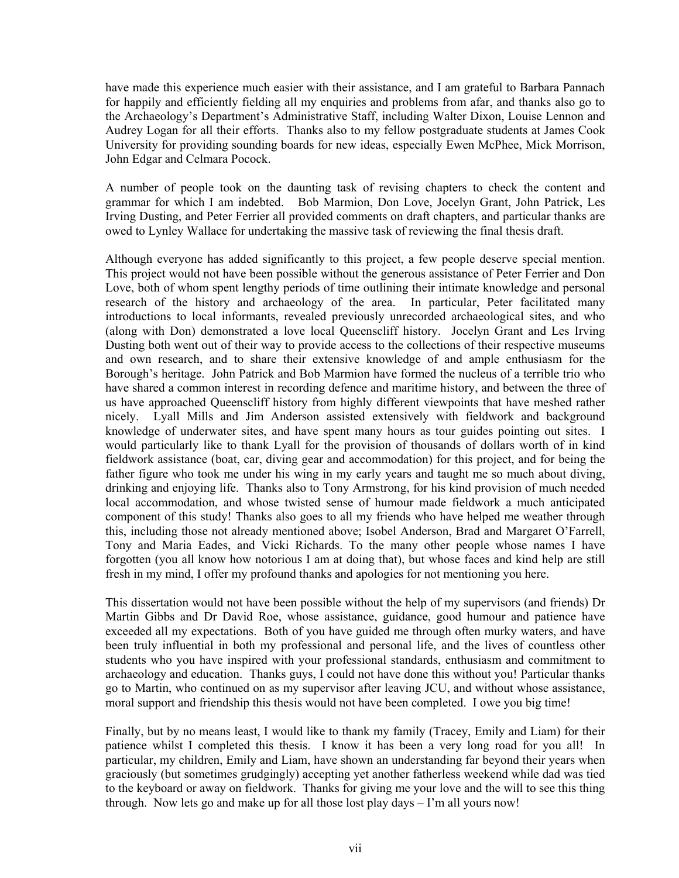have made this experience much easier with their assistance, and I am grateful to Barbara Pannach for happily and efficiently fielding all my enquiries and problems from afar, and thanks also go to the Archaeology's Department's Administrative Staff, including Walter Dixon, Louise Lennon and Audrey Logan for all their efforts. Thanks also to my fellow postgraduate students at James Cook University for providing sounding boards for new ideas, especially Ewen McPhee, Mick Morrison, John Edgar and Celmara Pocock.

A number of people took on the daunting task of revising chapters to check the content and grammar for which I am indebted. Bob Marmion, Don Love, Jocelyn Grant, John Patrick, Les Irving Dusting, and Peter Ferrier all provided comments on draft chapters, and particular thanks are owed to Lynley Wallace for undertaking the massive task of reviewing the final thesis draft.

Although everyone has added significantly to this project, a few people deserve special mention. This project would not have been possible without the generous assistance of Peter Ferrier and Don Love, both of whom spent lengthy periods of time outlining their intimate knowledge and personal research of the history and archaeology of the area. In particular, Peter facilitated many introductions to local informants, revealed previously unrecorded archaeological sites, and who (along with Don) demonstrated a love local Queenscliff history. Jocelyn Grant and Les Irving Dusting both went out of their way to provide access to the collections of their respective museums and own research, and to share their extensive knowledge of and ample enthusiasm for the Borough's heritage. John Patrick and Bob Marmion have formed the nucleus of a terrible trio who have shared a common interest in recording defence and maritime history, and between the three of us have approached Queenscliff history from highly different viewpoints that have meshed rather nicely. Lyall Mills and Jim Anderson assisted extensively with fieldwork and background knowledge of underwater sites, and have spent many hours as tour guides pointing out sites. I would particularly like to thank Lyall for the provision of thousands of dollars worth of in kind fieldwork assistance (boat, car, diving gear and accommodation) for this project, and for being the father figure who took me under his wing in my early years and taught me so much about diving, drinking and enjoying life. Thanks also to Tony Armstrong, for his kind provision of much needed local accommodation, and whose twisted sense of humour made fieldwork a much anticipated component of this study! Thanks also goes to all my friends who have helped me weather through this, including those not already mentioned above; Isobel Anderson, Brad and Margaret O'Farrell, Tony and Maria Eades, and Vicki Richards. To the many other people whose names I have forgotten (you all know how notorious I am at doing that), but whose faces and kind help are still fresh in my mind, I offer my profound thanks and apologies for not mentioning you here.

This dissertation would not have been possible without the help of my supervisors (and friends) Dr Martin Gibbs and Dr David Roe, whose assistance, guidance, good humour and patience have exceeded all my expectations. Both of you have guided me through often murky waters, and have been truly influential in both my professional and personal life, and the lives of countless other students who you have inspired with your professional standards, enthusiasm and commitment to archaeology and education. Thanks guys, I could not have done this without you! Particular thanks go to Martin, who continued on as my supervisor after leaving JCU, and without whose assistance, moral support and friendship this thesis would not have been completed. I owe you big time!

Finally, but by no means least, I would like to thank my family (Tracey, Emily and Liam) for their patience whilst I completed this thesis. I know it has been a very long road for you all! In particular, my children, Emily and Liam, have shown an understanding far beyond their years when graciously (but sometimes grudgingly) accepting yet another fatherless weekend while dad was tied to the keyboard or away on fieldwork. Thanks for giving me your love and the will to see this thing through. Now lets go and make up for all those lost play days – I'm all yours now!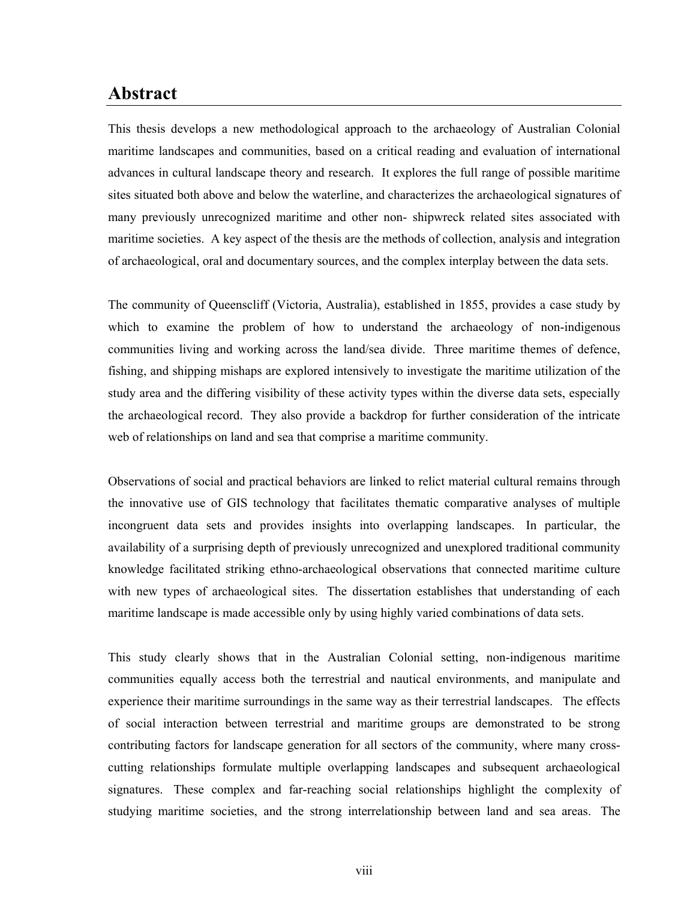## Abstract

This thesis develops a new methodological approach to the archaeology of Australian Colonial maritime landscapes and communities, based on a critical reading and evaluation of international advances in cultural landscape theory and research. It explores the full range of possible maritime sites situated both above and below the waterline, and characterizes the archaeological signatures of many previously unrecognized maritime and other non- shipwreck related sites associated with maritime societies. A key aspect of the thesis are the methods of collection, analysis and integration of archaeological, oral and documentary sources, and the complex interplay between the data sets.

The community of Queenscliff (Victoria, Australia), established in 1855, provides a case study by which to examine the problem of how to understand the archaeology of non-indigenous communities living and working across the land/sea divide. Three maritime themes of defence, fishing, and shipping mishaps are explored intensively to investigate the maritime utilization of the study area and the differing visibility of these activity types within the diverse data sets, especially the archaeological record. They also provide a backdrop for further consideration of the intricate web of relationships on land and sea that comprise a maritime community.

Observations of social and practical behaviors are linked to relict material cultural remains through the innovative use of GIS technology that facilitates thematic comparative analyses of multiple incongruent data sets and provides insights into overlapping landscapes. In particular, the availability of a surprising depth of previously unrecognized and unexplored traditional community knowledge facilitated striking ethno-archaeological observations that connected maritime culture with new types of archaeological sites. The dissertation establishes that understanding of each maritime landscape is made accessible only by using highly varied combinations of data sets.

This study clearly shows that in the Australian Colonial setting, non-indigenous maritime communities equally access both the terrestrial and nautical environments, and manipulate and experience their maritime surroundings in the same way as their terrestrial landscapes. The effects of social interaction between terrestrial and maritime groups are demonstrated to be strong contributing factors for landscape generation for all sectors of the community, where many cross-cutting relationships formulate multiple overlapping landscapes and subsequent archaeological signatures. These complex and far-reaching social relationships highlight the complexity of studying maritime societies, and the strong interrelationship between land and sea areas. The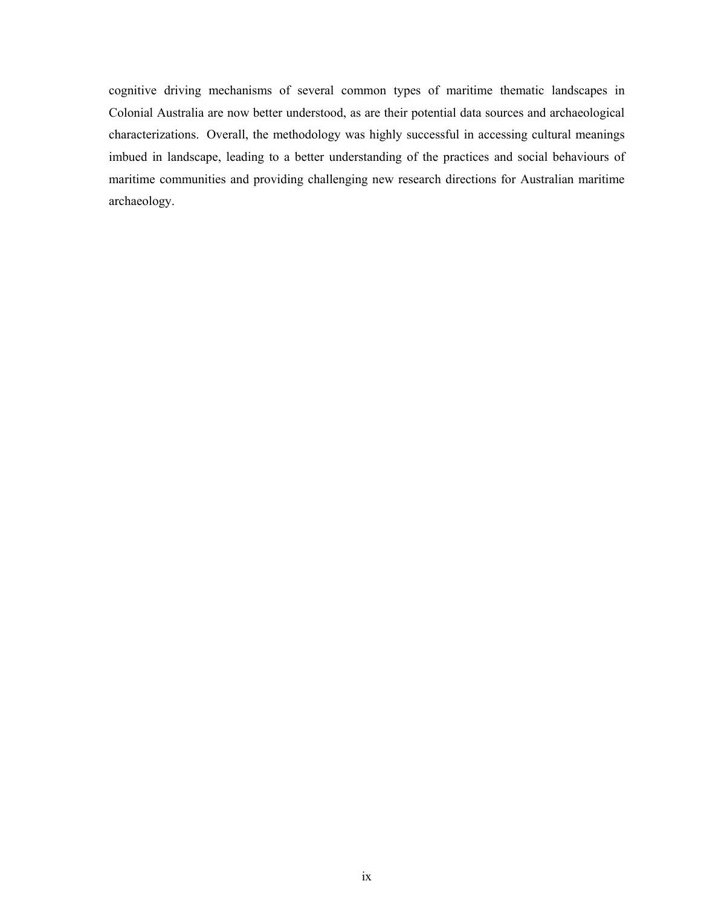cognitive driving mechanisms of several common types of maritime thematic landscapes in Colonial Australia are now better understood, as are their potential data sources and archaeological characterizations. Overall, the methodology was highly successful in accessing cultural meanings imbued in landscape, leading to a better understanding of the practices and social behaviours of maritime communities and providing challenging new research directions for Australian maritime archaeology.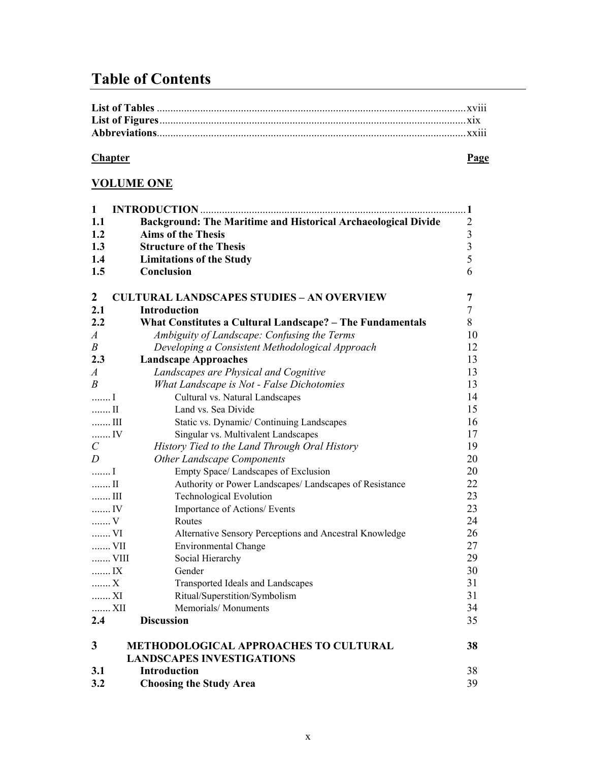# Table of Contents

**List of Tables** ........................................................................................................... xviii
**List of Figures** ........................................................................................................... xix
**Abbreviations** ........................................................................................................... xxiii

| Chapter | | Page |
|---|---|---|
| **VOLUME ONE** | | |
| **1** | **INTRODUCTION** | **1** |
| **1.1** | **Background: The Maritime and Historical Archaeological Divide** | 2 |
| **1.2** | **Aims of the Thesis** | 3 |
| **1.3** | **Structure of the Thesis** | 3 |
| **1.4** | **Limitations of the Study** | 5 |
| **1.5** | **Conclusion** | 6 |
| **2** | **CULTURAL LANDSCAPES STUDIES – AN OVERVIEW** | **7** |
| **2.1** | **Introduction** | 7 |
| **2.2** | **What Constitutes a Cultural Landscape? – The Fundamentals** | 8 |
| *A* | *Ambiguity of Landscape: Confusing the Terms* | 10 |
| *B* | *Developing a Consistent Methodological Approach* | 12 |
| **2.3** | **Landscape Approaches** | 13 |
| *A* | *Landscapes are Physical and Cognitive* | 13 |
| *B* | *What Landscape is Not - False Dichotomies* | 13 |
| ....... I | Cultural vs. Natural Landscapes | 14 |
| ....... II | Land vs. Sea Divide | 15 |
| ....... III | Static vs. Dynamic/ Continuing Landscapes | 16 |
| ....... IV | Singular vs. Multivalent Landscapes | 17 |
| *C* | *History Tied to the Land Through Oral History* | 19 |
| *D* | *Other Landscape Components* | 20 |
| ....... I | Empty Space/ Landscapes of Exclusion | 20 |
| ....... II | Authority or Power Landscapes/ Landscapes of Resistance | 22 |
| ....... III | Technological Evolution | 23 |
| ....... IV | Importance of Actions/ Events | 23 |
| ....... V | Routes | 24 |
| ....... VI | Alternative Sensory Perceptions and Ancestral Knowledge | 26 |
| ....... VII | Environmental Change | 27 |
| ....... VIII | Social Hierarchy | 29 |
| ....... IX | Gender | 30 |
| ....... X | Transported Ideals and Landscapes | 31 |
| ....... XI | Ritual/Superstition/Symbolism | 31 |
| ....... XII | Memorials/ Monuments | 34 |
| **2.4** | **Discussion** | 35 |
| **3** | **METHODOLOGICAL APPROACHES TO CULTURAL LANDSCAPES INVESTIGATIONS** | **38** |
| **3.1** | **Introduction** | 38 |
| **3.2** | **Choosing the Study Area** | 39 |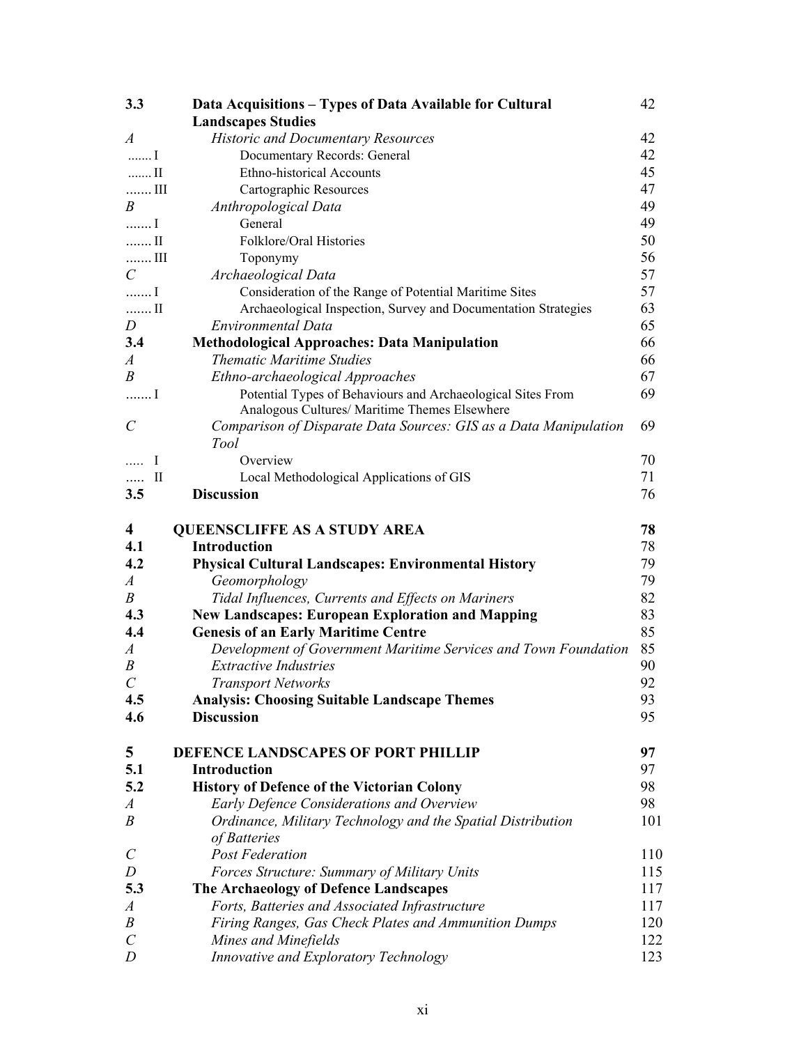| | | |
|---|---|---|
| **3.3** | **Data Acquisitions – Types of Data Available for Cultural Landscapes Studies** | 42 |
| *A* | *Historic and Documentary Resources* | 42 |
| ....... I | Documentary Records: General | 42 |
| ....... II | Ethno-historical Accounts | 45 |
| ....... III | Cartographic Resources | 47 |
| *B* | *Anthropological Data* | 49 |
| ....... I | General | 49 |
| ....... II | Folklore/Oral Histories | 50 |
| ....... III | Toponymy | 56 |
| *C* | *Archaeological Data* | 57 |
| ....... I | Consideration of the Range of Potential Maritime Sites | 57 |
| ....... II | Archaeological Inspection, Survey and Documentation Strategies | 63 |
| *D* | *Environmental Data* | 65 |
| **3.4** | **Methodological Approaches: Data Manipulation** | 66 |
| *A* | *Thematic Maritime Studies* | 66 |
| *B* | *Ethno-archaeological Approaches* | 67 |
| ....... I | Potential Types of Behaviours and Archaeological Sites From Analogous Cultures/ Maritime Themes Elsewhere | 69 |
| *C* | *Comparison of Disparate Data Sources: GIS as a Data Manipulation Tool* | 69 |
| ..... I | Overview | 70 |
| ..... II | Local Methodological Applications of GIS | 71 |
| **3.5** | **Discussion** | 76 |
| | | |
| **4** | **QUEENSCLIFFE AS A STUDY AREA** | **78** |
| **4.1** | **Introduction** | 78 |
| **4.2** | **Physical Cultural Landscapes: Environmental History** | 79 |
| *A* | *Geomorphology* | 79 |
| *B* | *Tidal Influences, Currents and Effects on Mariners* | 82 |
| **4.3** | **New Landscapes: European Exploration and Mapping** | 83 |
| **4.4** | **Genesis of an Early Maritime Centre** | 85 |
| *A* | *Development of Government Maritime Services and Town Foundation* | 85 |
| *B* | *Extractive Industries* | 90 |
| *C* | *Transport Networks* | 92 |
| **4.5** | **Analysis: Choosing Suitable Landscape Themes** | 93 |
| **4.6** | **Discussion** | 95 |
| | | |
| **5** | **DEFENCE LANDSCAPES OF PORT PHILLIP** | **97** |
| **5.1** | **Introduction** | 97 |
| **5.2** | **History of Defence of the Victorian Colony** | 98 |
| *A* | *Early Defence Considerations and Overview* | 98 |
| *B* | *Ordinance, Military Technology and the Spatial Distribution of Batteries* | 101 |
| *C* | *Post Federation* | 110 |
| *D* | *Forces Structure: Summary of Military Units* | 115 |
| **5.3** | **The Archaeology of Defence Landscapes** | 117 |
| *A* | *Forts, Batteries and Associated Infrastructure* | 117 |
| *B* | *Firing Ranges, Gas Check Plates and Ammunition Dumps* | 120 |
| *C* | *Mines and Minefields* | 122 |
| *D* | *Innovative and Exploratory Technology* | 123 |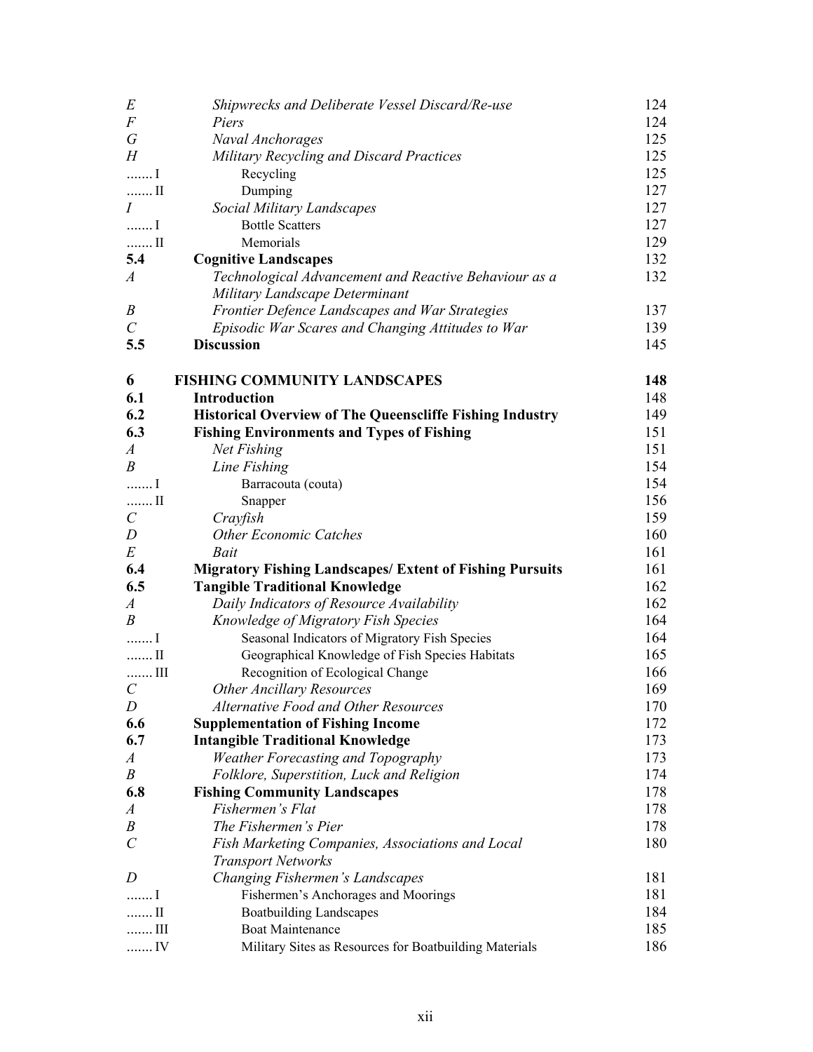| | | |
|---|---|---|
| *E* | *Shipwrecks and Deliberate Vessel Discard/Re-use* | 124 |
| *F* | *Piers* | 124 |
| *G* | *Naval Anchorages* | 125 |
| *H* | *Military Recycling and Discard Practices* | 125 |
| ....... I | Recycling | 125 |
| ....... II | Dumping | 127 |
| *I* | *Social Military Landscapes* | 127 |
| ....... I | Bottle Scatters | 127 |
| ....... II | Memorials | 129 |
| **5.4** | **Cognitive Landscapes** | 132 |
| *A* | *Technological Advancement and Reactive Behaviour as a Military Landscape Determinant* | 132 |
| *B* | *Frontier Defence Landscapes and War Strategies* | 137 |
| *C* | *Episodic War Scares and Changing Attitudes to War* | 139 |
| **5.5** | **Discussion** | 145 |
| | | |
| **6** | **FISHING COMMUNITY LANDSCAPES** | **148** |
| **6.1** | **Introduction** | 148 |
| **6.2** | **Historical Overview of The Queenscliffe Fishing Industry** | 149 |
| **6.3** | **Fishing Environments and Types of Fishing** | 151 |
| *A* | *Net Fishing* | 151 |
| *B* | *Line Fishing* | 154 |
| ....... I | Barracouta (couta) | 154 |
| ....... II | Snapper | 156 |
| *C* | *Crayfish* | 159 |
| *D* | *Other Economic Catches* | 160 |
| *E* | *Bait* | 161 |
| **6.4** | **Migratory Fishing Landscapes/ Extent of Fishing Pursuits** | 161 |
| **6.5** | **Tangible Traditional Knowledge** | 162 |
| *A* | *Daily Indicators of Resource Availability* | 162 |
| *B* | *Knowledge of Migratory Fish Species* | 164 |
| ....... I | Seasonal Indicators of Migratory Fish Species | 164 |
| ....... II | Geographical Knowledge of Fish Species Habitats | 165 |
| ....... III | Recognition of Ecological Change | 166 |
| *C* | *Other Ancillary Resources* | 169 |
| *D* | *Alternative Food and Other Resources* | 170 |
| **6.6** | **Supplementation of Fishing Income** | 172 |
| **6.7** | **Intangible Traditional Knowledge** | 173 |
| *A* | *Weather Forecasting and Topography* | 173 |
| *B* | *Folklore, Superstition, Luck and Religion* | 174 |
| **6.8** | **Fishing Community Landscapes** | 178 |
| *A* | *Fishermen's Flat* | 178 |
| *B* | *The Fishermen's Pier* | 178 |
| *C* | *Fish Marketing Companies, Associations and Local Transport Networks* | 180 |
| *D* | *Changing Fishermen's Landscapes* | 181 |
| ....... I | Fishermen's Anchorages and Moorings | 181 |
| ....... II | Boatbuilding Landscapes | 184 |
| ....... III | Boat Maintenance | 185 |
| ....... IV | Military Sites as Resources for Boatbuilding Materials | 186 |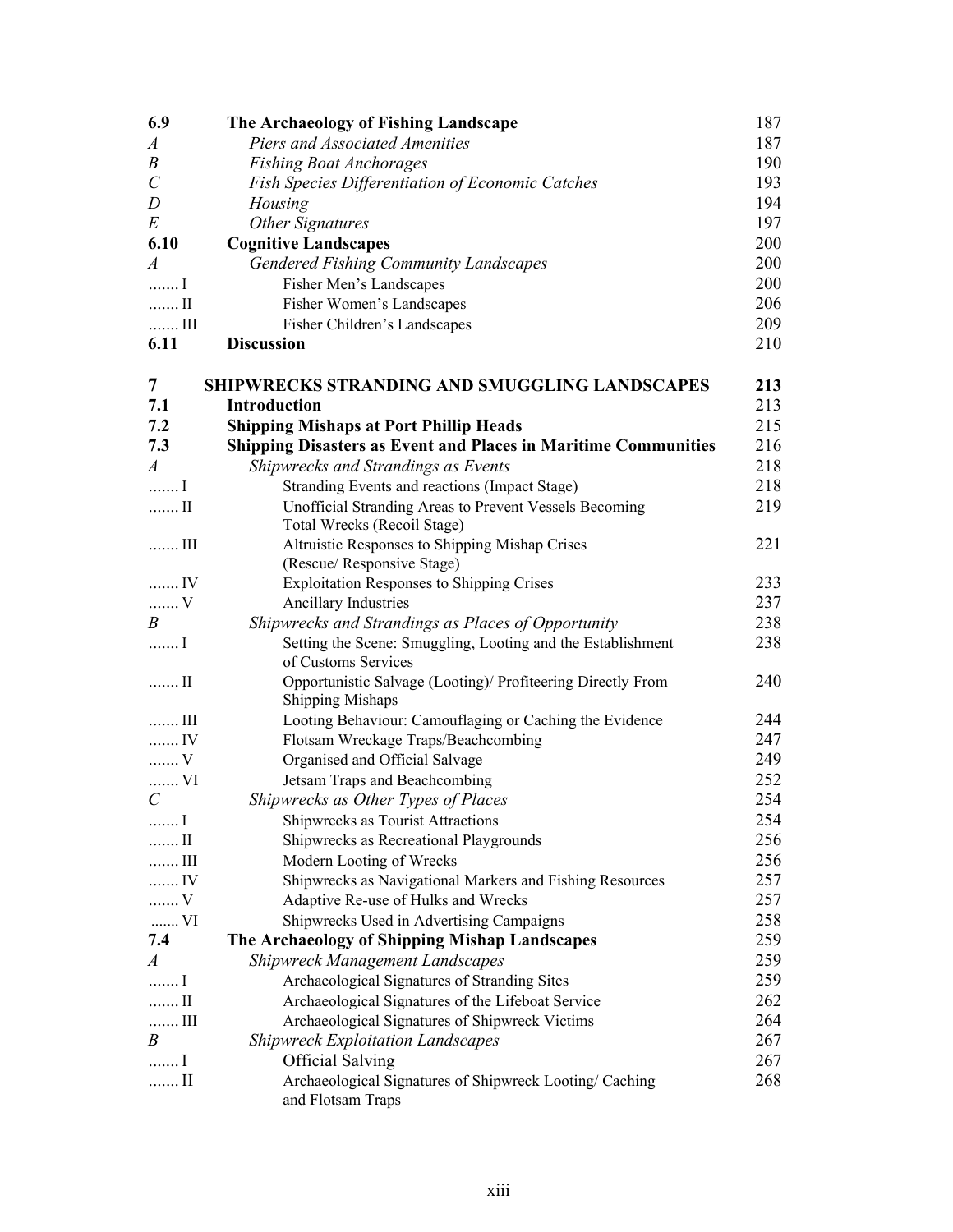| | | |
|---|---|---|
| **6.9** | **The Archaeology of Fishing Landscape** | 187 |
| *A* | *Piers and Associated Amenities* | 187 |
| *B* | *Fishing Boat Anchorages* | 190 |
| *C* | *Fish Species Differentiation of Economic Catches* | 193 |
| *D* | *Housing* | 194 |
| *E* | *Other Signatures* | 197 |
| **6.10** | **Cognitive Landscapes** | 200 |
| *A* | *Gendered Fishing Community Landscapes* | 200 |
| ....... I | Fisher Men's Landscapes | 200 |
| ....... II | Fisher Women's Landscapes | 206 |
| ....... III | Fisher Children's Landscapes | 209 |
| **6.11** | **Discussion** | 210 |
| | | |
| **7** | **SHIPWRECKS STRANDING AND SMUGGLING LANDSCAPES** | **213** |
| **7.1** | **Introduction** | 213 |
| **7.2** | **Shipping Mishaps at Port Phillip Heads** | 215 |
| **7.3** | **Shipping Disasters as Event and Places in Maritime Communities** | 216 |
| *A* | *Shipwrecks and Strandings as Events* | 218 |
| ....... I | Stranding Events and reactions (Impact Stage) | 218 |
| ....... II | Unofficial Stranding Areas to Prevent Vessels Becoming Total Wrecks (Recoil Stage) | 219 |
| ....... III | Altruistic Responses to Shipping Mishap Crises (Rescue/ Responsive Stage) | 221 |
| ....... IV | Exploitation Responses to Shipping Crises | 233 |
| ....... V | Ancillary Industries | 237 |
| *B* | *Shipwrecks and Strandings as Places of Opportunity* | 238 |
| ....... I | Setting the Scene: Smuggling, Looting and the Establishment of Customs Services | 238 |
| ....... II | Opportunistic Salvage (Looting)/ Profiteering Directly From Shipping Mishaps | 240 |
| ....... III | Looting Behaviour: Camouflaging or Caching the Evidence | 244 |
| ....... IV | Flotsam Wreckage Traps/Beachcombing | 247 |
| ....... V | Organised and Official Salvage | 249 |
| ....... VI | Jetsam Traps and Beachcombing | 252 |
| *C* | *Shipwrecks as Other Types of Places* | 254 |
| ....... I | Shipwrecks as Tourist Attractions | 254 |
| ....... II | Shipwrecks as Recreational Playgrounds | 256 |
| ....... III | Modern Looting of Wrecks | 256 |
| ....... IV | Shipwrecks as Navigational Markers and Fishing Resources | 257 |
| ....... V | Adaptive Re-use of Hulks and Wrecks | 257 |
| ....... VI | Shipwrecks Used in Advertising Campaigns | 258 |
| **7.4** | **The Archaeology of Shipping Mishap Landscapes** | 259 |
| *A* | *Shipwreck Management Landscapes* | 259 |
| ....... I | Archaeological Signatures of Stranding Sites | 259 |
| ....... II | Archaeological Signatures of the Lifeboat Service | 262 |
| ....... III | Archaeological Signatures of Shipwreck Victims | 264 |
| *B* | *Shipwreck Exploitation Landscapes* | 267 |
| ....... I | Official Salving | 267 |
| ....... II | Archaeological Signatures of Shipwreck Looting/ Caching and Flotsam Traps | 268 |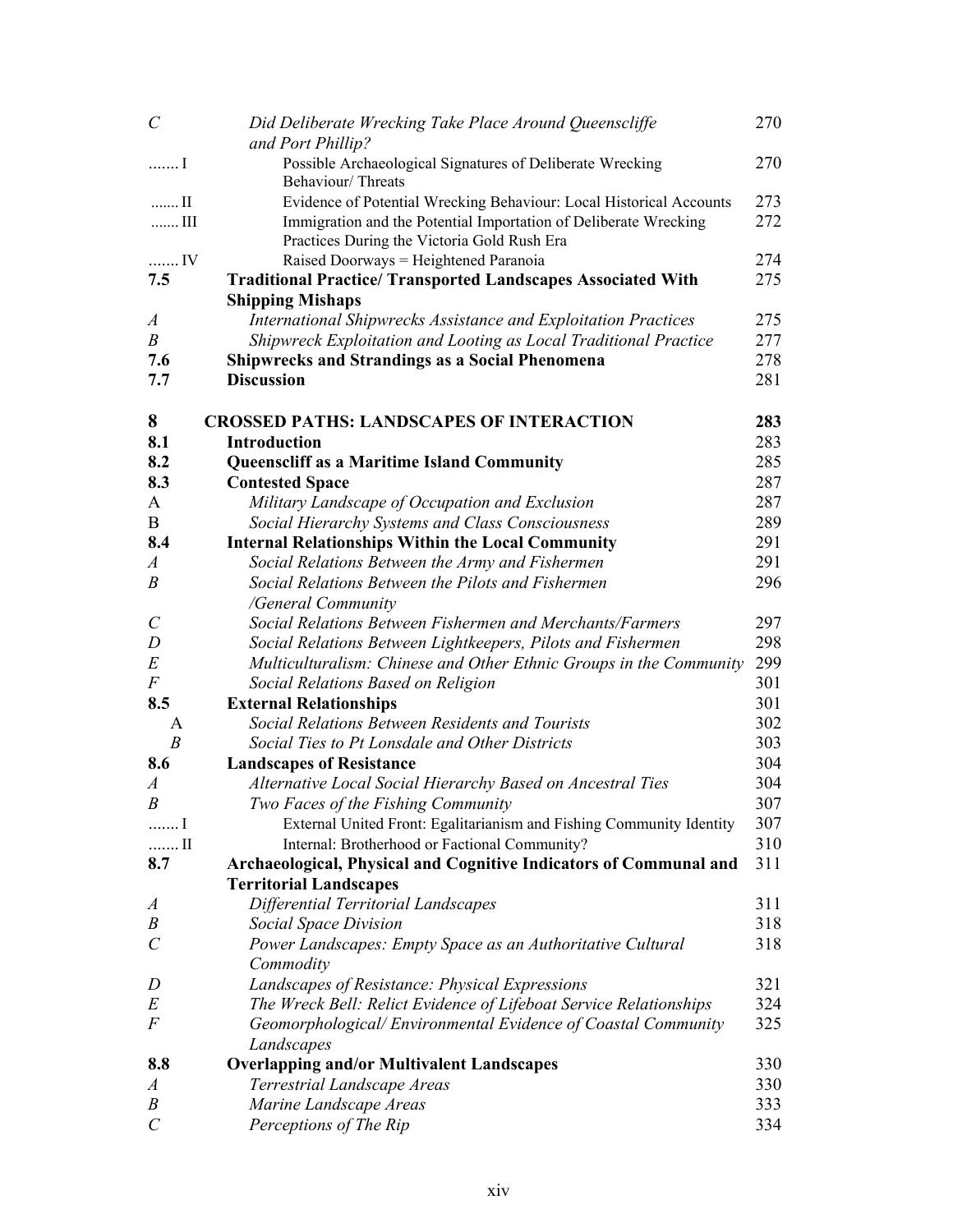| | | |
|---|---|---|
| *C* | *Did Deliberate Wrecking Take Place Around Queenscliffe and Port Phillip?* | 270 |
| ....... I | Possible Archaeological Signatures of Deliberate Wrecking Behaviour/ Threats | 270 |
| ....... II | Evidence of Potential Wrecking Behaviour: Local Historical Accounts | 273 |
| ....... III | Immigration and the Potential Importation of Deliberate Wrecking Practices During the Victoria Gold Rush Era | 272 |
| ....... IV | Raised Doorways = Heightened Paranoia | 274 |
| **7.5** | **Traditional Practice/ Transported Landscapes Associated With Shipping Mishaps** | 275 |
| *A* | *International Shipwrecks Assistance and Exploitation Practices* | 275 |
| *B* | *Shipwreck Exploitation and Looting as Local Traditional Practice* | 277 |
| **7.6** | **Shipwrecks and Strandings as a Social Phenomena** | 278 |
| **7.7** | **Discussion** | 281 |
| | | |
| **8** | **CROSSED PATHS: LANDSCAPES OF INTERACTION** | **283** |
| **8.1** | **Introduction** | 283 |
| **8.2** | **Queenscliff as a Maritime Island Community** | 285 |
| **8.3** | **Contested Space** | 287 |
| A | *Military Landscape of Occupation and Exclusion* | 287 |
| B | *Social Hierarchy Systems and Class Consciousness* | 289 |
| **8.4** | **Internal Relationships Within the Local Community** | 291 |
| *A* | *Social Relations Between the Army and Fishermen* | 291 |
| *B* | *Social Relations Between the Pilots and Fishermen /General Community* | 296 |
| *C* | *Social Relations Between Fishermen and Merchants/Farmers* | 297 |
| *D* | *Social Relations Between Lightkeepers, Pilots and Fishermen* | 298 |
| *E* | *Multiculturalism: Chinese and Other Ethnic Groups in the Community* | 299 |
| *F* | *Social Relations Based on Religion* | 301 |
| **8.5** | **External Relationships** | 301 |
| A | *Social Relations Between Residents and Tourists* | 302 |
| *B* | *Social Ties to Pt Lonsdale and Other Districts* | 303 |
| **8.6** | **Landscapes of Resistance** | 304 |
| *A* | *Alternative Local Social Hierarchy Based on Ancestral Ties* | 304 |
| *B* | *Two Faces of the Fishing Community* | 307 |
| ....... I | External United Front: Egalitarianism and Fishing Community Identity | 307 |
| ....... II | Internal: Brotherhood or Factional Community? | 310 |
| **8.7** | **Archaeological, Physical and Cognitive Indicators of Communal and Territorial Landscapes** | 311 |
| *A* | *Differential Territorial Landscapes* | 311 |
| *B* | *Social Space Division* | 318 |
| *C* | *Power Landscapes: Empty Space as an Authoritative Cultural Commodity* | 318 |
| *D* | *Landscapes of Resistance: Physical Expressions* | 321 |
| *E* | *The Wreck Bell: Relict Evidence of Lifeboat Service Relationships* | 324 |
| *F* | *Geomorphological/ Environmental Evidence of Coastal Community Landscapes* | 325 |
| **8.8** | **Overlapping and/or Multivalent Landscapes** | 330 |
| *A* | *Terrestrial Landscape Areas* | 330 |
| *B* | *Marine Landscape Areas* | 333 |
| *C* | *Perceptions of The Rip* | 334 |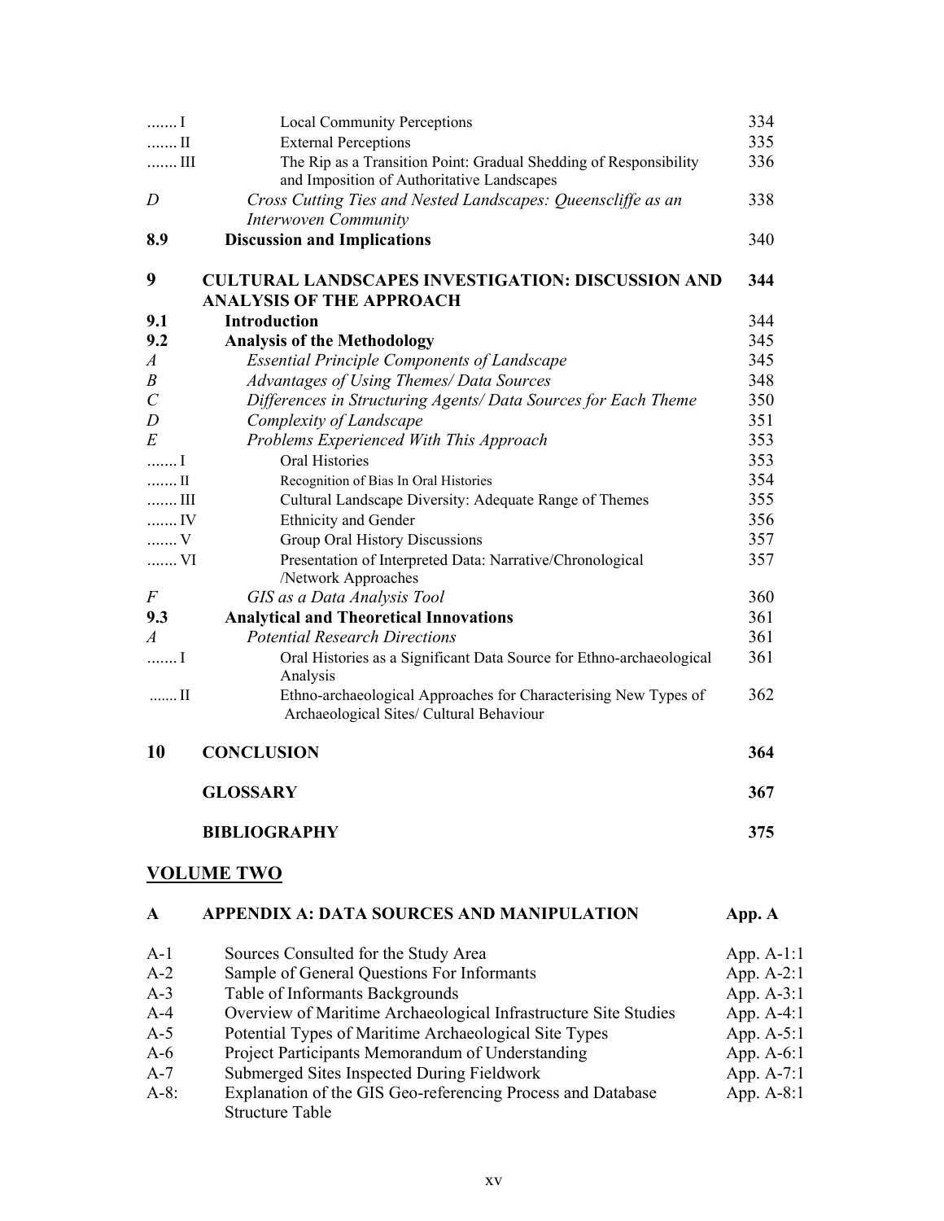| | | |
|---|---|---|
| ....... I | Local Community Perceptions | 334 |
| ....... II | External Perceptions | 335 |
| ....... III | The Rip as a Transition Point: Gradual Shedding of Responsibility and Imposition of Authoritative Landscapes | 336 |
| *D* | *Cross Cutting Ties and Nested Landscapes: Queenscliffe as an Interwoven Community* | 338 |
| **8.9** | **Discussion and Implications** | 340 |
| **9** | **CULTURAL LANDSCAPES INVESTIGATION: DISCUSSION AND ANALYSIS OF THE APPROACH** | **344** |
| **9.1** | **Introduction** | 344 |
| **9.2** | **Analysis of the Methodology** | 345 |
| *A* | *Essential Principle Components of Landscape* | 345 |
| *B* | *Advantages of Using Themes/ Data Sources* | 348 |
| *C* | *Differences in Structuring Agents/ Data Sources for Each Theme* | 350 |
| *D* | *Complexity of Landscape* | 351 |
| *E* | *Problems Experienced With This Approach* | 353 |
| ....... I | Oral Histories | 353 |
| ....... II | Recognition of Bias In Oral Histories | 354 |
| ....... III | Cultural Landscape Diversity: Adequate Range of Themes | 355 |
| ....... IV | Ethnicity and Gender | 356 |
| ....... V | Group Oral History Discussions | 357 |
| ....... VI | Presentation of Interpreted Data: Narrative/Chronological /Network Approaches | 357 |
| *F* | *GIS as a Data Analysis Tool* | 360 |
| **9.3** | **Analytical and Theoretical Innovations** | 361 |
| *A* | *Potential Research Directions* | 361 |
| ....... I | Oral Histories as a Significant Data Source for Ethno-archaeological Analysis | 361 |
| ....... II | Ethno-archaeological Approaches for Characterising New Types of Archaeological Sites/ Cultural Behaviour | 362 |
| **10** | **CONCLUSION** | **364** |
| | **GLOSSARY** | **367** |
| | **BIBLIOGRAPHY** | **375** |

## VOLUME TWO

| | | |
|---|---|---|
| **A** | **APPENDIX A: DATA SOURCES AND MANIPULATION** | **App. A** |
| A-1 | Sources Consulted for the Study Area | App. A-1:1 |
| A-2 | Sample of General Questions For Informants | App. A-2:1 |
| A-3 | Table of Informants Backgrounds | App. A-3:1 |
| A-4 | Overview of Maritime Archaeological Infrastructure Site Studies | App. A-4:1 |
| A-5 | Potential Types of Maritime Archaeological Site Types | App. A-5:1 |
| A-6 | Project Participants Memorandum of Understanding | App. A-6:1 |
| A-7 | Submerged Sites Inspected During Fieldwork | App. A-7:1 |
| A-8: | Explanation of the GIS Geo-referencing Process and Database Structure Table | App. A-8:1 |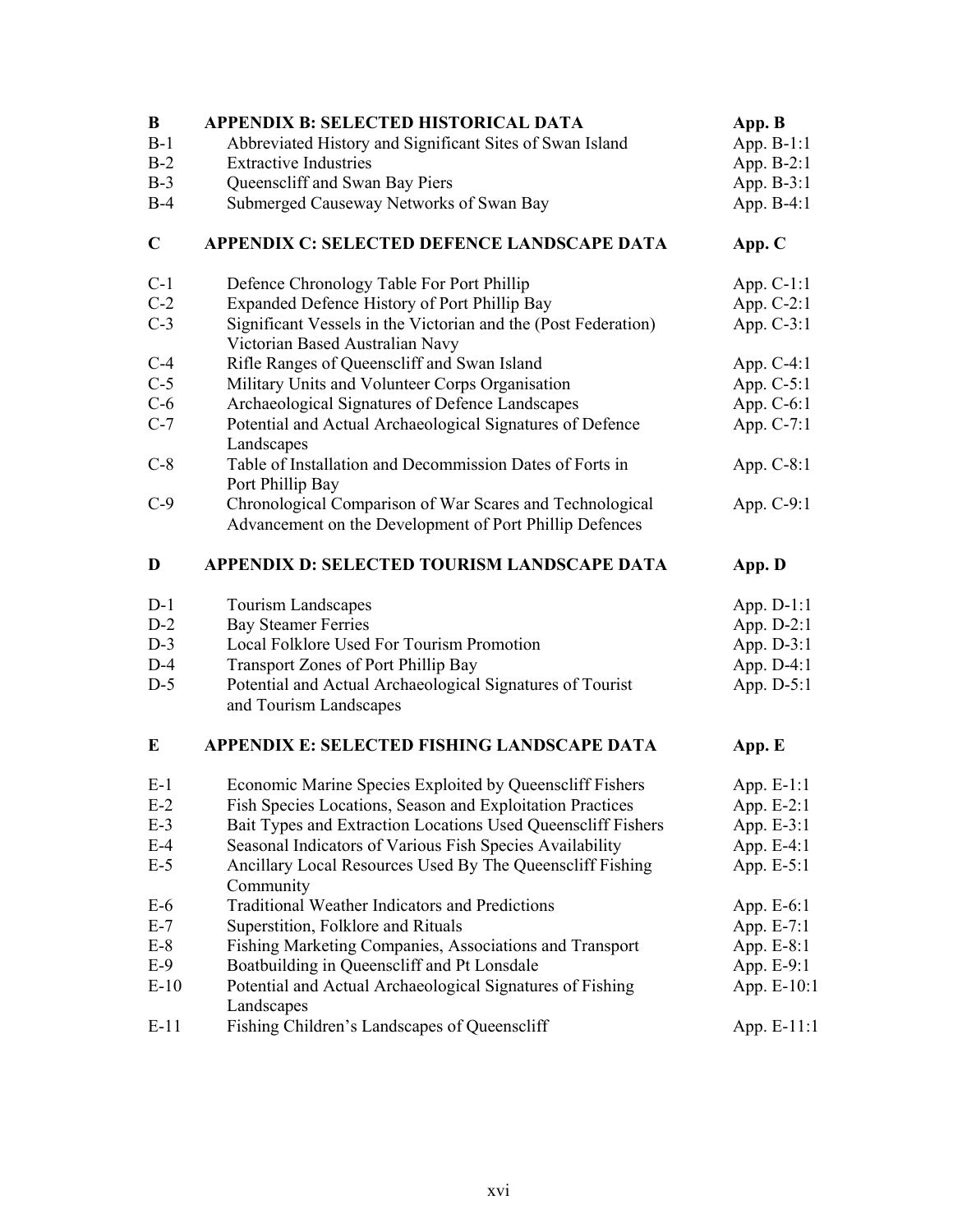| | | |
|---|---|---|
| **B** | **APPENDIX B: SELECTED HISTORICAL DATA** | **App. B** |
| B-1 | Abbreviated History and Significant Sites of Swan Island | App. B-1:1 |
| B-2 | Extractive Industries | App. B-2:1 |
| B-3 | Queenscliff and Swan Bay Piers | App. B-3:1 |
| B-4 | Submerged Causeway Networks of Swan Bay | App. B-4:1 |
| **C** | **APPENDIX C: SELECTED DEFENCE LANDSCAPE DATA** | **App. C** |
| C-1 | Defence Chronology Table For Port Phillip | App. C-1:1 |
| C-2 | Expanded Defence History of Port Phillip Bay | App. C-2:1 |
| C-3 | Significant Vessels in the Victorian and the (Post Federation) Victorian Based Australian Navy | App. C-3:1 |
| C-4 | Rifle Ranges of Queenscliff and Swan Island | App. C-4:1 |
| C-5 | Military Units and Volunteer Corps Organisation | App. C-5:1 |
| C-6 | Archaeological Signatures of Defence Landscapes | App. C-6:1 |
| C-7 | Potential and Actual Archaeological Signatures of Defence Landscapes | App. C-7:1 |
| C-8 | Table of Installation and Decommission Dates of Forts in Port Phillip Bay | App. C-8:1 |
| C-9 | Chronological Comparison of War Scares and Technological Advancement on the Development of Port Phillip Defences | App. C-9:1 |
| **D** | **APPENDIX D: SELECTED TOURISM LANDSCAPE DATA** | **App. D** |
| D-1 | Tourism Landscapes | App. D-1:1 |
| D-2 | Bay Steamer Ferries | App. D-2:1 |
| D-3 | Local Folklore Used For Tourism Promotion | App. D-3:1 |
| D-4 | Transport Zones of Port Phillip Bay | App. D-4:1 |
| D-5 | Potential and Actual Archaeological Signatures of Tourist and Tourism Landscapes | App. D-5:1 |
| **E** | **APPENDIX E: SELECTED FISHING LANDSCAPE DATA** | **App. E** |
| E-1 | Economic Marine Species Exploited by Queenscliff Fishers | App. E-1:1 |
| E-2 | Fish Species Locations, Season and Exploitation Practices | App. E-2:1 |
| E-3 | Bait Types and Extraction Locations Used Queenscliff Fishers | App. E-3:1 |
| E-4 | Seasonal Indicators of Various Fish Species Availability | App. E-4:1 |
| E-5 | Ancillary Local Resources Used By The Queenscliff Fishing Community | App. E-5:1 |
| E-6 | Traditional Weather Indicators and Predictions | App. E-6:1 |
| E-7 | Superstition, Folklore and Rituals | App. E-7:1 |
| E-8 | Fishing Marketing Companies, Associations and Transport | App. E-8:1 |
| E-9 | Boatbuilding in Queenscliff and Pt Lonsdale | App. E-9:1 |
| E-10 | Potential and Actual Archaeological Signatures of Fishing Landscapes | App. E-10:1 |
| E-11 | Fishing Children's Landscapes of Queenscliff | App. E-11:1 |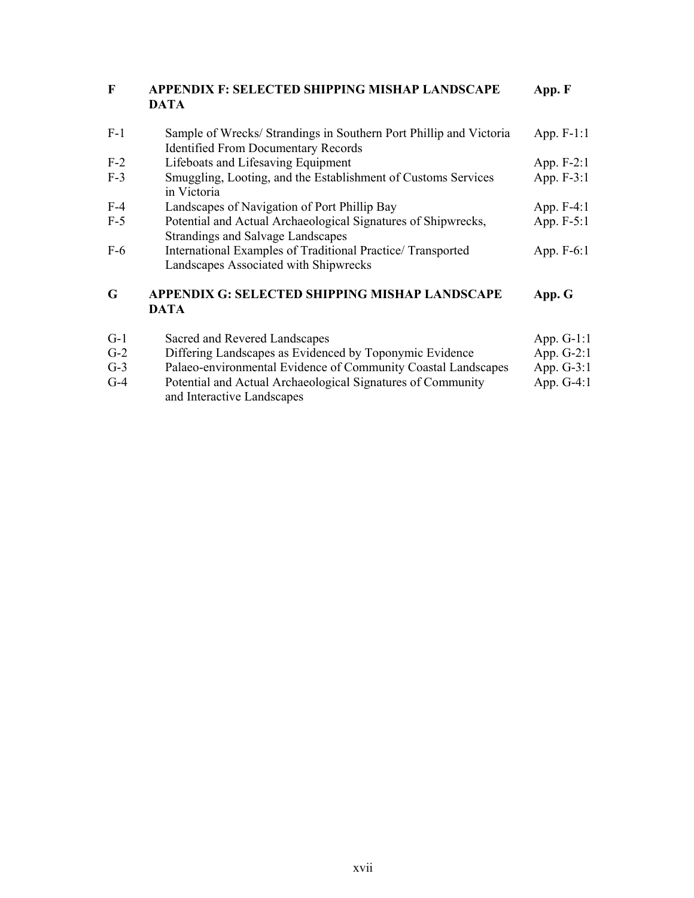| | | |
|---|---|---|
| **F** | **APPENDIX F: SELECTED SHIPPING MISHAP LANDSCAPE DATA** | **App. F** |
| F-1 | Sample of Wrecks/ Strandings in Southern Port Phillip and Victoria Identified From Documentary Records | App. F-1:1 |
| F-2 | Lifeboats and Lifesaving Equipment | App. F-2:1 |
| F-3 | Smuggling, Looting, and the Establishment of Customs Services in Victoria | App. F-3:1 |
| F-4 | Landscapes of Navigation of Port Phillip Bay | App. F-4:1 |
| F-5 | Potential and Actual Archaeological Signatures of Shipwrecks, Strandings and Salvage Landscapes | App. F-5:1 |
| F-6 | International Examples of Traditional Practice/ Transported Landscapes Associated with Shipwrecks | App. F-6:1 |
| **G** | **APPENDIX G: SELECTED SHIPPING MISHAP LANDSCAPE DATA** | **App. G** |
| G-1 | Sacred and Revered Landscapes | App. G-1:1 |
| G-2 | Differing Landscapes as Evidenced by Toponymic Evidence | App. G-2:1 |
| G-3 | Palaeo-environmental Evidence of Community Coastal Landscapes | App. G-3:1 |
| G-4 | Potential and Actual Archaeological Signatures of Community and Interactive Landscapes | App. G-4:1 |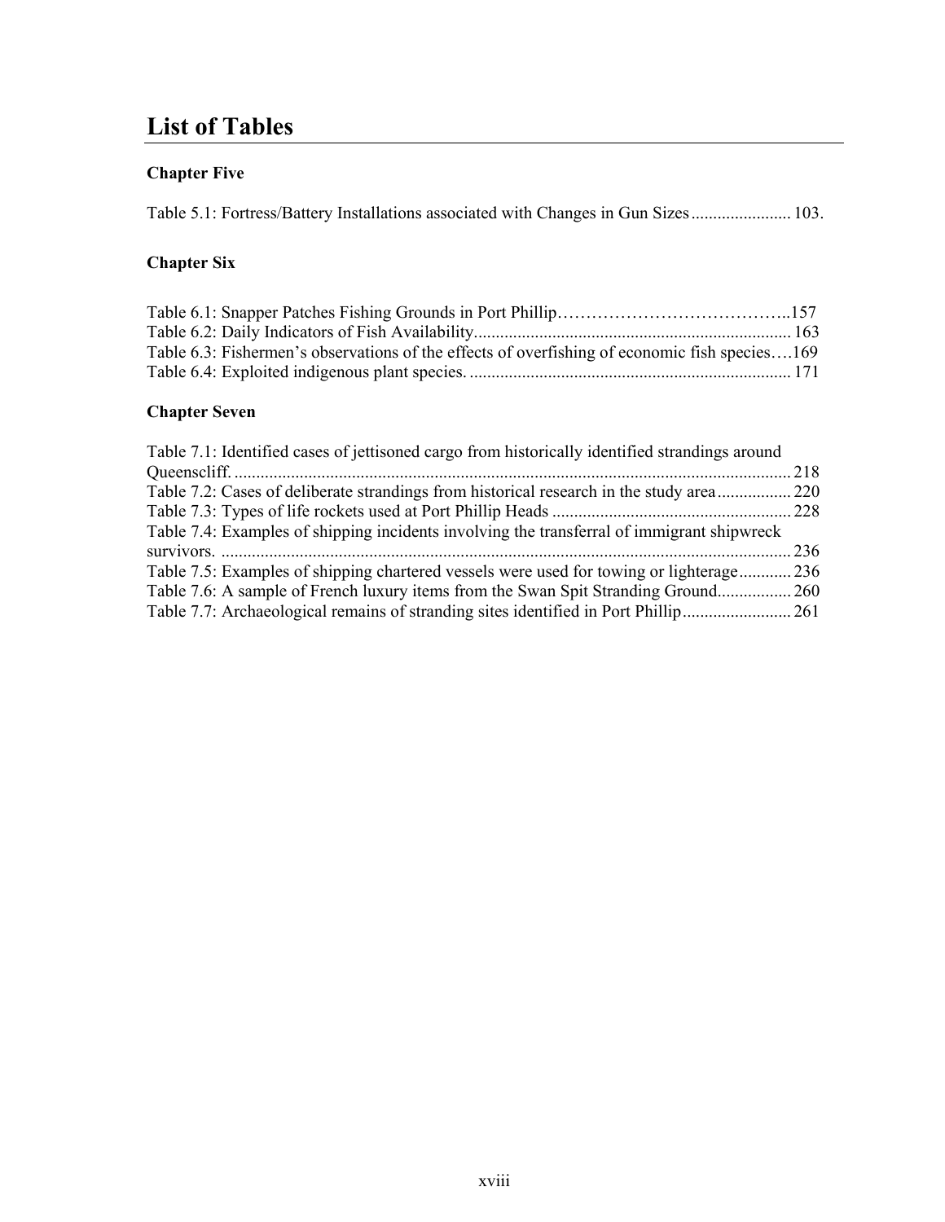# List of Tables

### Chapter Five

Table 5.1: Fortress/Battery Installations associated with Changes in Gun Sizes....................... 103.

### Chapter Six

Table 6.1: Snapper Patches Fishing Grounds in Port Phillip…………………………………..157
Table 6.2: Daily Indicators of Fish Availability......................................................................... 163
Table 6.3: Fishermen's observations of the effects of overfishing of economic fish species….169
Table 6.4: Exploited indigenous plant species. .......................................................................... 171

### Chapter Seven

Table 7.1: Identified cases of jettisoned cargo from historically identified strandings around Queenscliff. ................................................................................................................................. 218
Table 7.2: Cases of deliberate strandings from historical research in the study area................. 220
Table 7.3: Types of life rockets used at Port Phillip Heads ....................................................... 228
Table 7.4: Examples of shipping incidents involving the transferral of immigrant shipwreck survivors. .................................................................................................................................... 236
Table 7.5: Examples of shipping chartered vessels were used for towing or lighterage............ 236
Table 7.6: A sample of French luxury items from the Swan Spit Stranding Ground................. 260
Table 7.7: Archaeological remains of stranding sites identified in Port Phillip......................... 261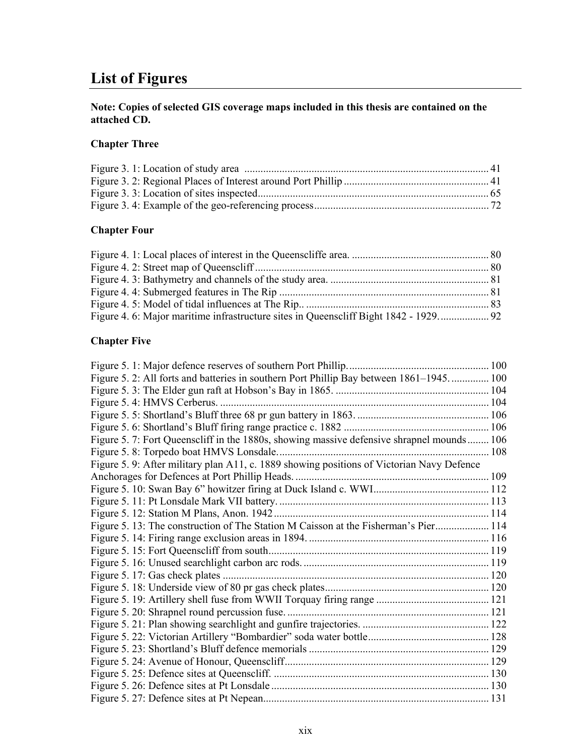# List of Figures

**Note: Copies of selected GIS coverage maps included in this thesis are contained on the attached CD.**

### Chapter Three

Figure 3. 1: Location of study area .......... 41
Figure 3. 2: Regional Places of Interest around Port Phillip .......... 41
Figure 3. 3: Location of sites inspected .......... 65
Figure 3. 4: Example of the geo-referencing process .......... 72

### Chapter Four

Figure 4. 1: Local places of interest in the Queenscliffe area. .......... 80
Figure 4. 2: Street map of Queenscliff .......... 80
Figure 4. 3: Bathymetry and channels of the study area. .......... 81
Figure 4. 4: Submerged features in The Rip .......... 81
Figure 4. 5: Model of tidal influences at The Rip.. .......... 83
Figure 4. 6: Major maritime infrastructure sites in Queenscliff Bight 1842 - 1929. .......... 92

### Chapter Five

Figure 5. 1: Major defence reserves of southern Port Phillip. .......... 100
Figure 5. 2: All forts and batteries in southern Port Phillip Bay between 1861–1945. .......... 100
Figure 5. 3: The Elder gun raft at Hobson's Bay in 1865. .......... 104
Figure 5. 4: HMVS Cerberus. .......... 104
Figure 5. 5: Shortland's Bluff three 68 pr gun battery in 1863. .......... 106
Figure 5. 6: Shortland's Bluff firing range practice c. 1882 .......... 106
Figure 5. 7: Fort Queenscliff in the 1880s, showing massive defensive shrapnel mounds .......... 106
Figure 5. 8: Torpedo boat HMVS Lonsdale. .......... 108
Figure 5. 9: After military plan A11, c. 1889 showing positions of Victorian Navy Defence Anchorages for Defences at Port Phillip Heads. .......... 109
Figure 5. 10: Swan Bay 6" howitzer firing at Duck Island c. WWI .......... 112
Figure 5. 11: Pt Lonsdale Mark VII battery. .......... 113
Figure 5. 12: Station M Plans, Anon. 1942 .......... 114
Figure 5. 13: The construction of The Station M Caisson at the Fisherman's Pier .......... 114
Figure 5. 14: Firing range exclusion areas in 1894. .......... 116
Figure 5. 15: Fort Queenscliff from south .......... 119
Figure 5. 16: Unused searchlight carbon arc rods. .......... 119
Figure 5. 17: Gas check plates .......... 120
Figure 5. 18: Underside view of 80 pr gas check plates .......... 120
Figure 5. 19: Artillery shell fuse from WWII Torquay firing range .......... 121
Figure 5. 20: Shrapnel round percussion fuse. .......... 121
Figure 5. 21: Plan showing searchlight and gunfire trajectories. .......... 122
Figure 5. 22: Victorian Artillery "Bombardier" soda water bottle .......... 128
Figure 5. 23: Shortland's Bluff defence memorials .......... 129
Figure 5. 24: Avenue of Honour, Queenscliff .......... 129
Figure 5. 25: Defence sites at Queenscliff. .......... 130
Figure 5. 26: Defence sites at Pt Lonsdale .......... 130
Figure 5. 27: Defence sites at Pt Nepean .......... 131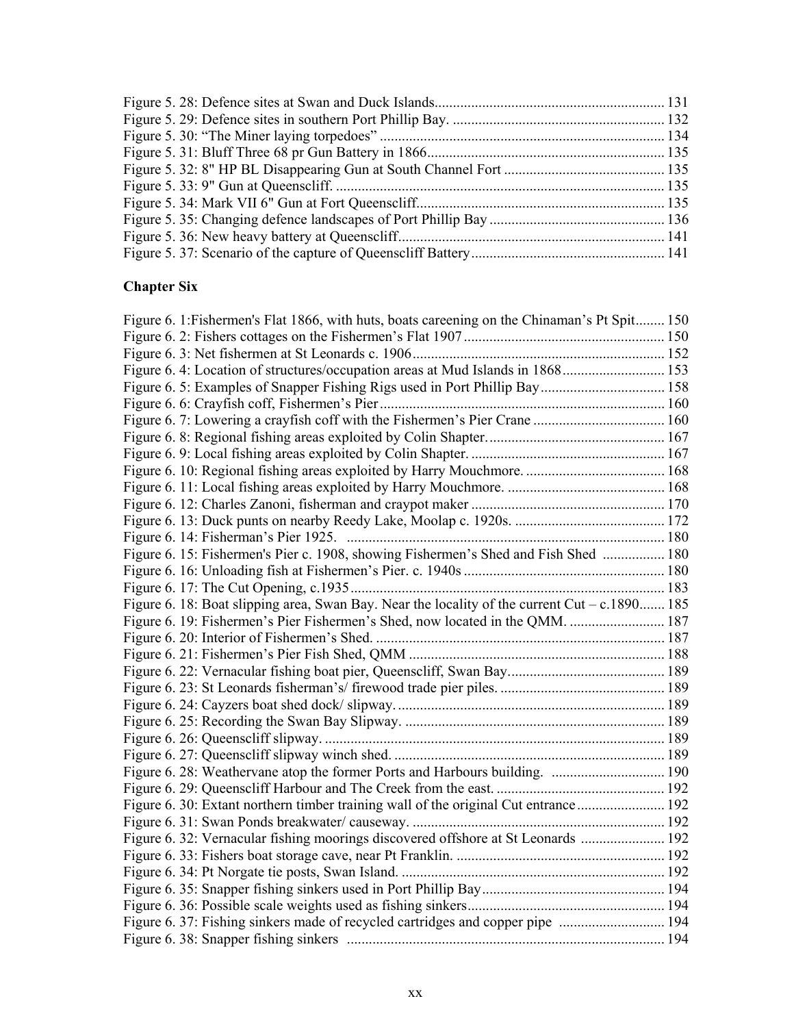Figure 5. 28: Defence sites at Swan and Duck Islands................................................................ 131
Figure 5. 29: Defence sites in southern Port Phillip Bay. ........................................................... 132
Figure 5. 30: "The Miner laying torpedoes" ............................................................................... 134
Figure 5. 31: Bluff Three 68 pr Gun Battery in 1866.................................................................. 135
Figure 5. 32: 8" HP BL Disappearing Gun at South Channel Fort ............................................ 135
Figure 5. 33: 9" Gun at Queenscliff. ........................................................................................... 135
Figure 5. 34: Mark VII 6" Gun at Fort Queenscliff..................................................................... 135
Figure 5. 35: Changing defence landscapes of Port Phillip Bay ................................................ 136
Figure 5. 36: New heavy battery at Queenscliff.......................................................................... 141
Figure 5. 37: Scenario of the capture of Queenscliff Battery...................................................... 141

**Chapter Six**

Figure 6. 1:Fishermen's Flat 1866, with huts, boats careening on the Chinaman's Pt Spit........ 150
Figure 6. 2: Fishers cottages on the Fishermen's Flat 1907....................................................... 150
Figure 6. 3: Net fishermen at St Leonards c. 1906...................................................................... 152
Figure 6. 4: Location of structures/occupation areas at Mud Islands in 1868............................ 153
Figure 6. 5: Examples of Snapper Fishing Rigs used in Port Phillip Bay.................................. 158
Figure 6. 6: Crayfish coff, Fishermen's Pier............................................................................... 160
Figure 6. 7: Lowering a crayfish coff with the Fishermen's Pier Crane .................................... 160
Figure 6. 8: Regional fishing areas exploited by Colin Shapter................................................. 167
Figure 6. 9: Local fishing areas exploited by Colin Shapter. ..................................................... 167
Figure 6. 10: Regional fishing areas exploited by Harry Mouchmore. ...................................... 168
Figure 6. 11: Local fishing areas exploited by Harry Mouchmore. ........................................... 168
Figure 6. 12: Charles Zanoni, fisherman and craypot maker ..................................................... 170
Figure 6. 13: Duck punts on nearby Reedy Lake, Moolap c. 1920s. ......................................... 172
Figure 6. 14: Fisherman's Pier 1925. ...................................................................................... 180
Figure 6. 15: Fishermen's Pier c. 1908, showing Fishermen's Shed and Fish Shed ................. 180
Figure 6. 16: Unloading fish at Fishermen's Pier. c. 1940s ....................................................... 180
Figure 6. 17: The Cut Opening, c.1935...................................................................................... 183
Figure 6. 18: Boat slipping area, Swan Bay. Near the locality of the current Cut – c.1890....... 185
Figure 6. 19: Fishermen's Pier Fishermen's Shed, now located in the QMM. .......................... 187
Figure 6. 20: Interior of Fishermen's Shed. ............................................................................... 187
Figure 6. 21: Fishermen's Pier Fish Shed, QMM ...................................................................... 188
Figure 6. 22: Vernacular fishing boat pier, Queenscliff, Swan Bay........................................... 189
Figure 6. 23: St Leonards fisherman's/ firewood trade pier piles. ............................................. 189
Figure 6. 24: Cayzers boat shed dock/ slipway. ......................................................................... 189
Figure 6. 25: Recording the Swan Bay Slipway. ....................................................................... 189
Figure 6. 26: Queenscliff slipway. ............................................................................................. 189
Figure 6. 27: Queenscliff slipway winch shed. .......................................................................... 189
Figure 6. 28: Weathervane atop the former Ports and Harbours building. ............................... 190
Figure 6. 29: Queenscliff Harbour and The Creek from the east. .............................................. 192
Figure 6. 30: Extant northern timber training wall of the original Cut entrance........................ 192
Figure 6. 31: Swan Ponds breakwater/ causeway. ..................................................................... 192
Figure 6. 32: Vernacular fishing moorings discovered offshore at St Leonards ....................... 192
Figure 6. 33: Fishers boat storage cave, near Pt Franklin. ......................................................... 192
Figure 6. 34: Pt Norgate tie posts, Swan Island. ........................................................................ 192
Figure 6. 35: Snapper fishing sinkers used in Port Phillip Bay.................................................. 194
Figure 6. 36: Possible scale weights used as fishing sinkers...................................................... 194
Figure 6. 37: Fishing sinkers made of recycled cartridges and copper pipe ............................. 194
Figure 6. 38: Snapper fishing sinkers ...................................................................................... 194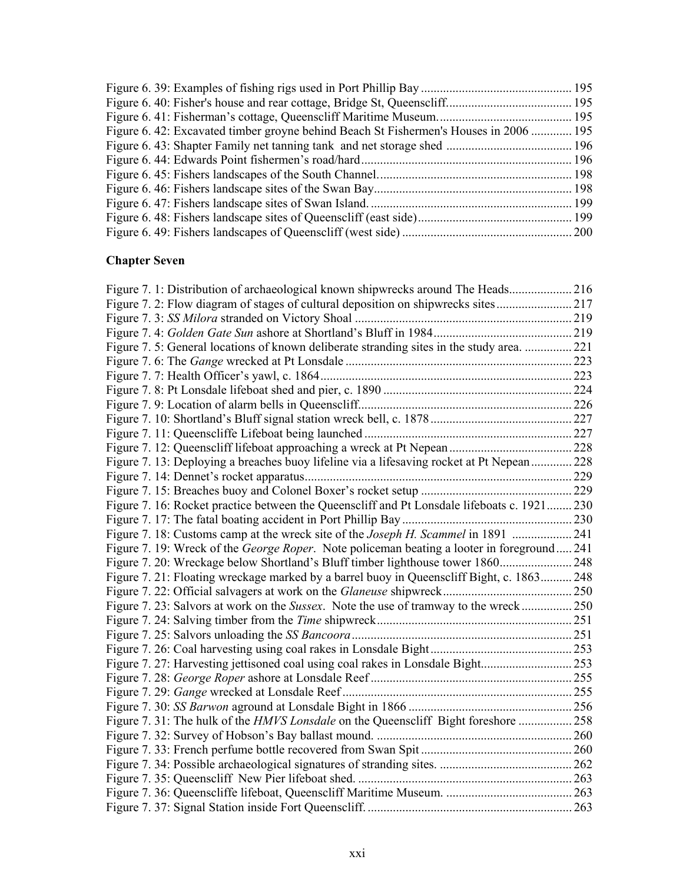Figure 6. 39: Examples of fishing rigs used in Port Phillip Bay ................................................ 195
Figure 6. 40: Fisher's house and rear cottage, Bridge St, Queenscliff........................................ 195
Figure 6. 41: Fisherman's cottage, Queenscliff Maritime Museum............................................ 195
Figure 6. 42: Excavated timber groyne behind Beach St Fishermen's Houses in 2006 ............. 195
Figure 6. 43: Shapter Family net tanning tank and net storage shed ........................................ 196
Figure 6. 44: Edwards Point fishermen's road/hard.................................................................. 196
Figure 6. 45: Fishers landscapes of the South Channel............................................................. 198
Figure 6. 46: Fishers landscape sites of the Swan Bay.............................................................. 198
Figure 6. 47: Fishers landscape sites of Swan Island................................................................ 199
Figure 6. 48: Fishers landscape sites of Queenscliff (east side)................................................ 199
Figure 6. 49: Fishers landscapes of Queenscliff (west side) ..................................................... 200

**Chapter Seven**

Figure 7. 1: Distribution of archaeological known shipwrecks around The Heads.................... 216
Figure 7. 2: Flow diagram of stages of cultural deposition on shipwrecks sites........................ 217
Figure 7. 3: *SS Milora* stranded on Victory Shoal ..................................................................... 219
Figure 7. 4: *Golden Gate Sun* ashore at Shortland's Bluff in 1984............................................ 219
Figure 7. 5: General locations of known deliberate stranding sites in the study area. ............... 221
Figure 7. 6: The *Gange* wrecked at Pt Lonsdale ........................................................................ 223
Figure 7. 7: Health Officer's yawl, c. 1864................................................................................ 223
Figure 7. 8: Pt Lonsdale lifeboat shed and pier, c. 1890 ............................................................ 224
Figure 7. 9: Location of alarm bells in Queenscliff................................................................... 226
Figure 7. 10: Shortland's Bluff signal station wreck bell, c. 1878 ............................................. 227
Figure 7. 11: Queenscliffe Lifeboat being launched .................................................................. 227
Figure 7. 12: Queenscliff lifeboat approaching a wreck at Pt Nepean ....................................... 228
Figure 7. 13: Deploying a breaches buoy lifeline via a lifesaving rocket at Pt Nepean ............. 228
Figure 7. 14: Dennet's rocket apparatus..................................................................................... 229
Figure 7. 15: Breaches buoy and Colonel Boxer's rocket setup ................................................ 229
Figure 7. 16: Rocket practice between the Queenscliff and Pt Lonsdale lifeboats c. 1921........ 230
Figure 7. 17: The fatal boating accident in Port Phillip Bay ...................................................... 230
Figure 7. 18: Customs camp at the wreck site of the *Joseph H. Scammel* in 1891 ................... 241
Figure 7. 19: Wreck of the *George Roper*. Note policeman beating a looter in foreground ..... 241
Figure 7. 20: Wreckage below Shortland's Bluff timber lighthouse tower 1860....................... 248
Figure 7. 21: Floating wreckage marked by a barrel buoy in Queenscliff Bight, c. 1863.......... 248
Figure 7. 22: Official salvagers at work on the *Glaneuse* shipwreck......................................... 250
Figure 7. 23: Salvors at work on the *Sussex*. Note the use of tramway to the wreck ................ 250
Figure 7. 24: Salving timber from the *Time* shipwreck.............................................................. 251
Figure 7. 25: Salvors unloading the *SS Bancoora* ...................................................................... 251
Figure 7. 26: Coal harvesting using coal rakes in Lonsdale Bight............................................. 253
Figure 7. 27: Harvesting jettisoned coal using coal rakes in Lonsdale Bight............................. 253
Figure 7. 28: *George Roper* ashore at Lonsdale Reef ................................................................ 255
Figure 7. 29: *Gange* wrecked at Lonsdale Reef ......................................................................... 255
Figure 7. 30: *SS Barwon* aground at Lonsdale Bight in 1866 .................................................... 256
Figure 7. 31: The hulk of the *HMVS Lonsdale* on the Queenscliff Bight foreshore ................. 258
Figure 7. 32: Survey of Hobson's Bay ballast mound. .............................................................. 260
Figure 7. 33: French perfume bottle recovered from Swan Spit ................................................ 260
Figure 7. 34: Possible archaeological signatures of stranding sites. .......................................... 262
Figure 7. 35: Queenscliff New Pier lifeboat shed. .................................................................... 263
Figure 7. 36: Queenscliffe lifeboat, Queenscliff Maritime Museum. ........................................ 263
Figure 7. 37: Signal Station inside Fort Queenscliff. ................................................................. 263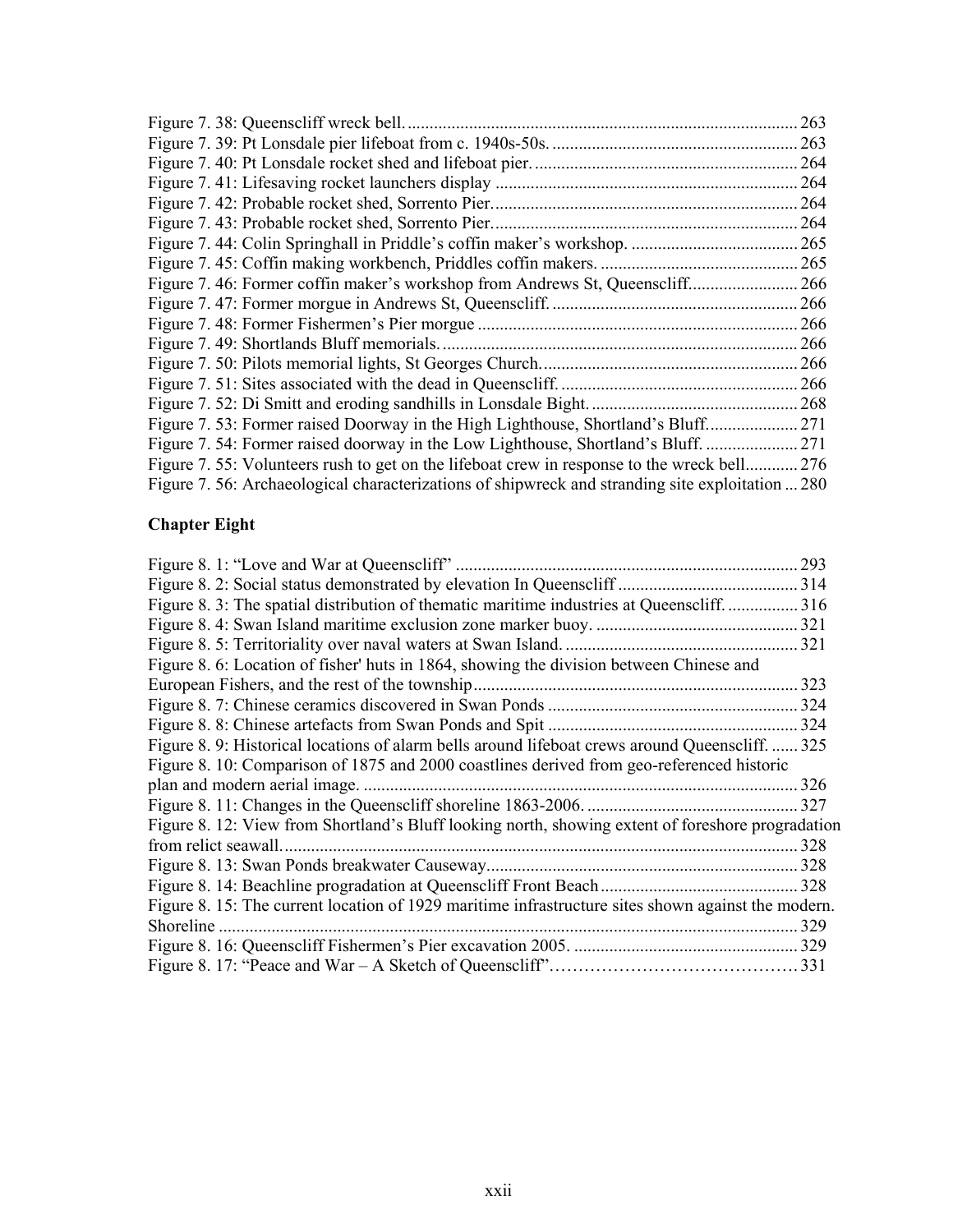Figure 7. 38: Queenscliff wreck bell. ... 263
Figure 7. 39: Pt Lonsdale pier lifeboat from c. 1940s-50s. ... 263
Figure 7. 40: Pt Lonsdale rocket shed and lifeboat pier. ... 264
Figure 7. 41: Lifesaving rocket launchers display ... 264
Figure 7. 42: Probable rocket shed, Sorrento Pier. ... 264
Figure 7. 43: Probable rocket shed, Sorrento Pier. ... 264
Figure 7. 44: Colin Springhall in Priddle's coffin maker's workshop. ... 265
Figure 7. 45: Coffin making workbench, Priddles coffin makers. ... 265
Figure 7. 46: Former coffin maker's workshop from Andrews St, Queenscliff. ... 266
Figure 7. 47: Former morgue in Andrews St, Queenscliff. ... 266
Figure 7. 48: Former Fishermen's Pier morgue ... 266
Figure 7. 49: Shortlands Bluff memorials. ... 266
Figure 7. 50: Pilots memorial lights, St Georges Church. ... 266
Figure 7. 51: Sites associated with the dead in Queenscliff. ... 266
Figure 7. 52: Di Smitt and eroding sandhills in Lonsdale Bight. ... 268
Figure 7. 53: Former raised Doorway in the High Lighthouse, Shortland's Bluff. ... 271
Figure 7. 54: Former raised doorway in the Low Lighthouse, Shortland's Bluff. ... 271
Figure 7. 55: Volunteers rush to get on the lifeboat crew in response to the wreck bell ... 276
Figure 7. 56: Archaeological characterizations of shipwreck and stranding site exploitation ... 280

**Chapter Eight**

Figure 8. 1: "Love and War at Queenscliff" ... 293
Figure 8. 2: Social status demonstrated by elevation In Queenscliff ... 314
Figure 8. 3: The spatial distribution of thematic maritime industries at Queenscliff. ... 316
Figure 8. 4: Swan Island maritime exclusion zone marker buoy. ... 321
Figure 8. 5: Territoriality over naval waters at Swan Island. ... 321
Figure 8. 6: Location of fisher' huts in 1864, showing the division between Chinese and European Fishers, and the rest of the township ... 323
Figure 8. 7: Chinese ceramics discovered in Swan Ponds ... 324
Figure 8. 8: Chinese artefacts from Swan Ponds and Spit ... 324
Figure 8. 9: Historical locations of alarm bells around lifeboat crews around Queenscliff. ... 325
Figure 8. 10: Comparison of 1875 and 2000 coastlines derived from geo-referenced historic plan and modern aerial image. ... 326
Figure 8. 11: Changes in the Queenscliff shoreline 1863-2006. ... 327
Figure 8. 12: View from Shortland's Bluff looking north, showing extent of foreshore progradation from relict seawall. ... 328
Figure 8. 13: Swan Ponds breakwater Causeway. ... 328
Figure 8. 14: Beachline progradation at Queenscliff Front Beach ... 328
Figure 8. 15: The current location of 1929 maritime infrastructure sites shown against the modern. Shoreline ... 329
Figure 8. 16: Queenscliff Fishermen's Pier excavation 2005. ... 329
Figure 8. 17: "Peace and War – A Sketch of Queenscliff" ... 331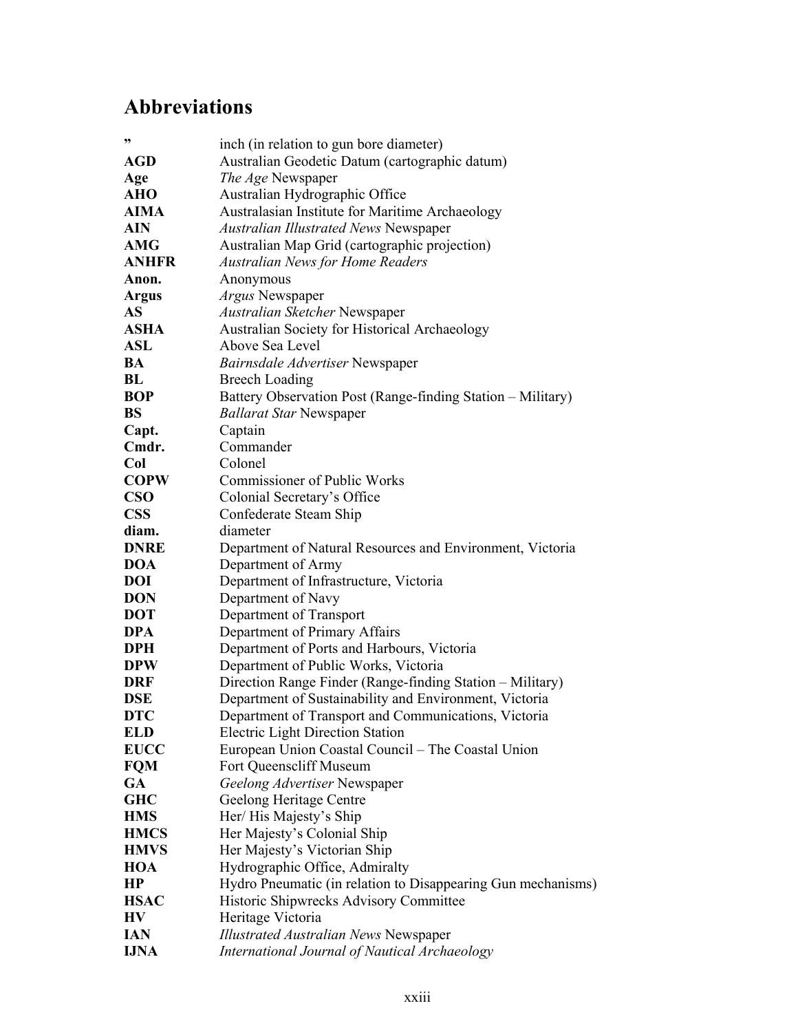## Abbreviations

| | |
|---|---|
| **”** | inch (in relation to gun bore diameter) |
| **AGD** | Australian Geodetic Datum (cartographic datum) |
| **Age** | *The Age* Newspaper |
| **AHO** | Australian Hydrographic Office |
| **AIMA** | Australasian Institute for Maritime Archaeology |
| **AIN** | *Australian Illustrated News* Newspaper |
| **AMG** | Australian Map Grid (cartographic projection) |
| **ANHFR** | *Australian News for Home Readers* |
| **Anon.** | Anonymous |
| **Argus** | *Argus* Newspaper |
| **AS** | *Australian Sketcher* Newspaper |
| **ASHA** | Australian Society for Historical Archaeology |
| **ASL** | Above Sea Level |
| **BA** | *Bairnsdale Advertiser* Newspaper |
| **BL** | Breech Loading |
| **BOP** | Battery Observation Post (Range-finding Station – Military) |
| **BS** | *Ballarat Star* Newspaper |
| **Capt.** | Captain |
| **Cmdr.** | Commander |
| **Col** | Colonel |
| **COPW** | Commissioner of Public Works |
| **CSO** | Colonial Secretary’s Office |
| **CSS** | Confederate Steam Ship |
| **diam.** | diameter |
| **DNRE** | Department of Natural Resources and Environment, Victoria |
| **DOA** | Department of Army |
| **DOI** | Department of Infrastructure, Victoria |
| **DON** | Department of Navy |
| **DOT** | Department of Transport |
| **DPA** | Department of Primary Affairs |
| **DPH** | Department of Ports and Harbours, Victoria |
| **DPW** | Department of Public Works, Victoria |
| **DRF** | Direction Range Finder (Range-finding Station – Military) |
| **DSE** | Department of Sustainability and Environment, Victoria |
| **DTC** | Department of Transport and Communications, Victoria |
| **ELD** | Electric Light Direction Station |
| **EUCC** | European Union Coastal Council – The Coastal Union |
| **FQM** | Fort Queenscliff Museum |
| **GA** | *Geelong Advertiser* Newspaper |
| **GHC** | Geelong Heritage Centre |
| **HMS** | Her/ His Majesty’s Ship |
| **HMCS** | Her Majesty’s Colonial Ship |
| **HMVS** | Her Majesty’s Victorian Ship |
| **HOA** | Hydrographic Office, Admiralty |
| **HP** | Hydro Pneumatic (in relation to Disappearing Gun mechanisms) |
| **HSAC** | Historic Shipwrecks Advisory Committee |
| **HV** | Heritage Victoria |
| **IAN** | *Illustrated Australian News* Newspaper |
| **IJNA** | *International Journal of Nautical Archaeology* |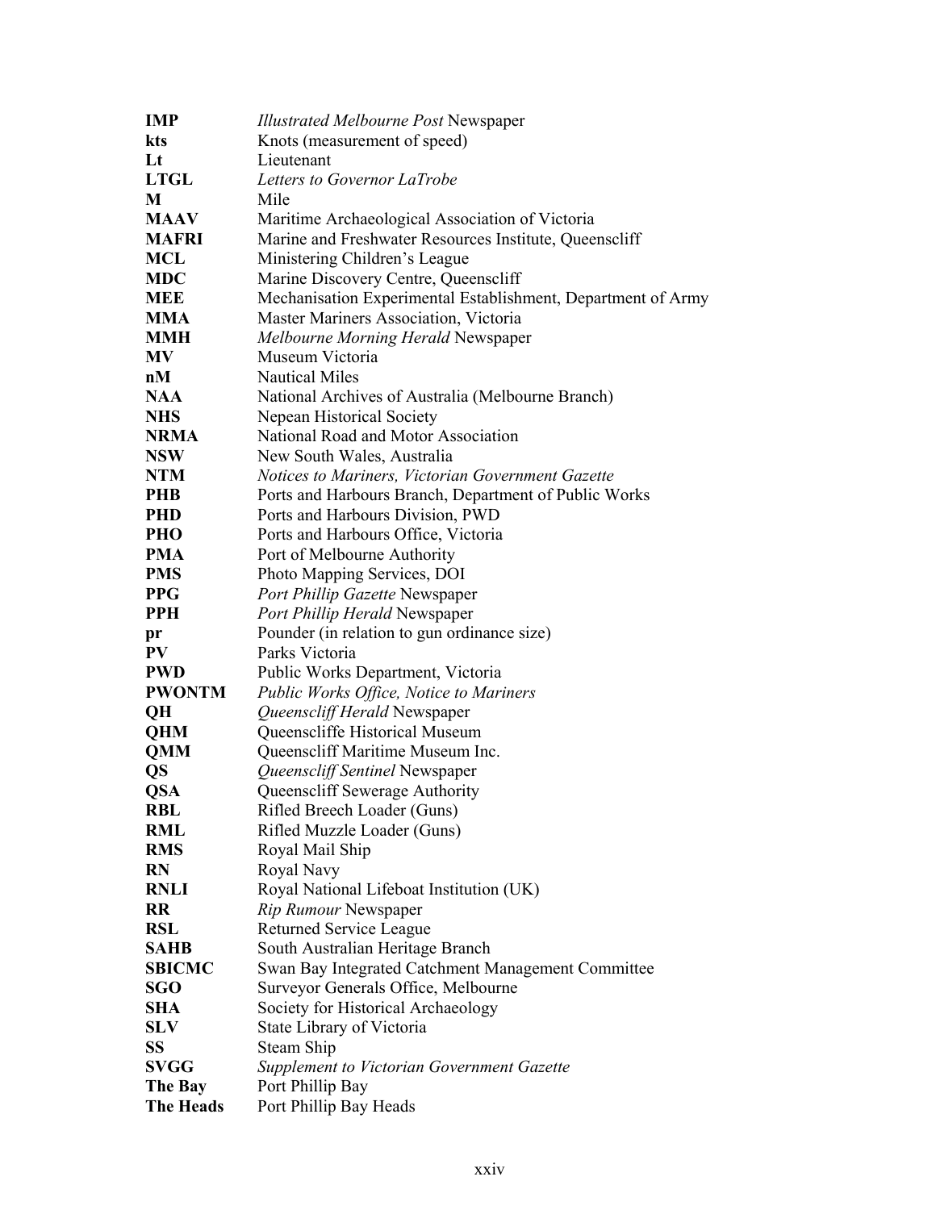| | |
|---|---|
| **IMP** | *Illustrated Melbourne Post* Newspaper |
| **kts** | Knots (measurement of speed) |
| **Lt** | Lieutenant |
| **LTGL** | *Letters to Governor LaTrobe* |
| **M** | Mile |
| **MAAV** | Maritime Archaeological Association of Victoria |
| **MAFRI** | Marine and Freshwater Resources Institute, Queenscliff |
| **MCL** | Ministering Children's League |
| **MDC** | Marine Discovery Centre, Queenscliff |
| **MEE** | Mechanisation Experimental Establishment, Department of Army |
| **MMA** | Master Mariners Association, Victoria |
| **MMH** | *Melbourne Morning Herald* Newspaper |
| **MV** | Museum Victoria |
| **nM** | Nautical Miles |
| **NAA** | National Archives of Australia (Melbourne Branch) |
| **NHS** | Nepean Historical Society |
| **NRMA** | National Road and Motor Association |
| **NSW** | New South Wales, Australia |
| **NTM** | *Notices to Mariners, Victorian Government Gazette* |
| **PHB** | Ports and Harbours Branch, Department of Public Works |
| **PHD** | Ports and Harbours Division, PWD |
| **PHO** | Ports and Harbours Office, Victoria |
| **PMA** | Port of Melbourne Authority |
| **PMS** | Photo Mapping Services, DOI |
| **PPG** | *Port Phillip Gazette* Newspaper |
| **PPH** | *Port Phillip Herald* Newspaper |
| **pr** | Pounder (in relation to gun ordinance size) |
| **PV** | Parks Victoria |
| **PWD** | Public Works Department, Victoria |
| **PWONTM** | *Public Works Office, Notice to Mariners* |
| **QH** | *Queenscliff Herald* Newspaper |
| **QHM** | Queenscliffe Historical Museum |
| **QMM** | Queenscliff Maritime Museum Inc. |
| **QS** | *Queenscliff Sentinel* Newspaper |
| **QSA** | Queenscliff Sewerage Authority |
| **RBL** | Rifled Breech Loader (Guns) |
| **RML** | Rifled Muzzle Loader (Guns) |
| **RMS** | Royal Mail Ship |
| **RN** | Royal Navy |
| **RNLI** | Royal National Lifeboat Institution (UK) |
| **RR** | *Rip Rumour* Newspaper |
| **RSL** | Returned Service League |
| **SAHB** | South Australian Heritage Branch |
| **SBICMC** | Swan Bay Integrated Catchment Management Committee |
| **SGO** | Surveyor Generals Office, Melbourne |
| **SHA** | Society for Historical Archaeology |
| **SLV** | State Library of Victoria |
| **SS** | Steam Ship |
| **SVGG** | *Supplement to Victorian Government Gazette* |
| **The Bay** | Port Phillip Bay |
| **The Heads** | Port Phillip Bay Heads |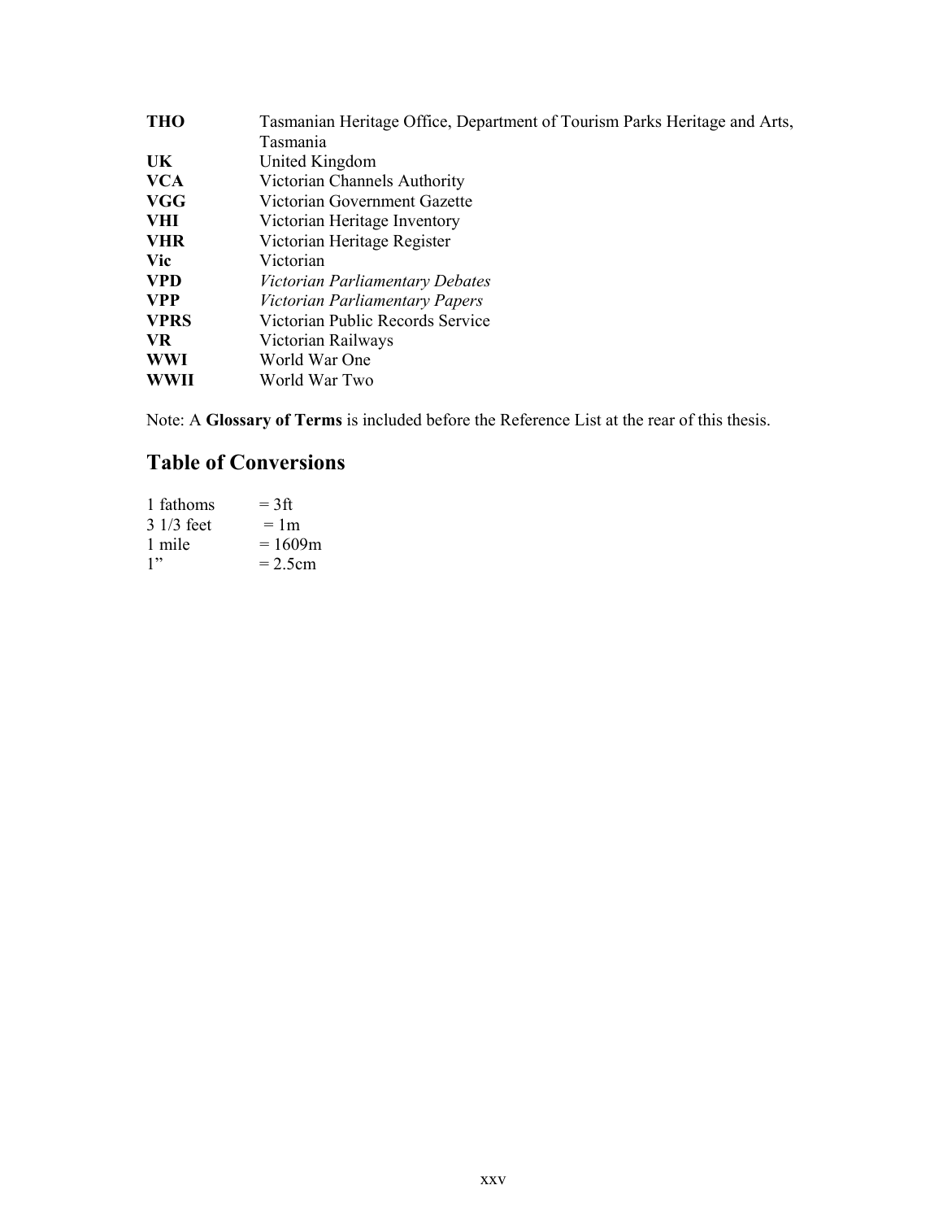| | |
|---|---|
| **THO** | Tasmanian Heritage Office, Department of Tourism Parks Heritage and Arts, Tasmania |
| **UK** | United Kingdom |
| **VCA** | Victorian Channels Authority |
| **VGG** | Victorian Government Gazette |
| **VHI** | Victorian Heritage Inventory |
| **VHR** | Victorian Heritage Register |
| **Vic** | Victorian |
| **VPD** | *Victorian Parliamentary Debates* |
| **VPP** | *Victorian Parliamentary Papers* |
| **VPRS** | Victorian Public Records Service |
| **VR** | Victorian Railways |
| **WWI** | World War One |
| **WWII** | World War Two |

Note: A **Glossary of Terms** is included before the Reference List at the rear of this thesis.

## Table of Conversions

| | |
|---|---|
| 1 fathoms | = 3ft |
| 3 1/3 feet | = 1m |
| 1 mile | = 1609m |
| 1" | = 2.5cm |